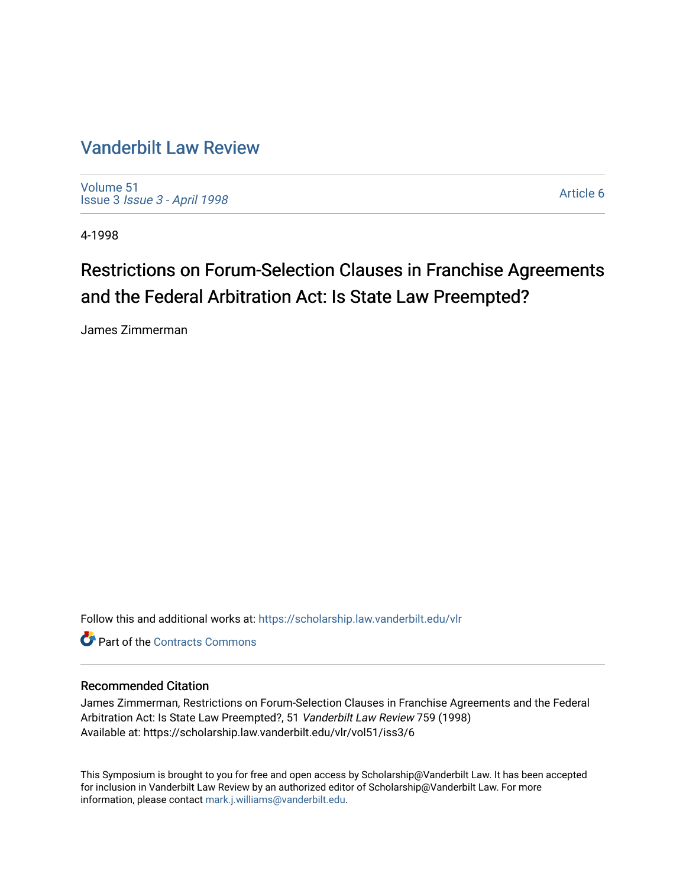# Vanderbilt Law Review

Volume 51
Issue 3 *Issue 3 - April 1998*

Article 6

4-1998

## Restrictions on Forum-Selection Clauses in Franchise Agreements and the Federal Arbitration Act: Is State Law Preempted?

James Zimmerman

Follow this and additional works at: https://scholarship.law.vanderbilt.edu/vlr

Part of the Contracts Commons

### Recommended Citation

James Zimmerman, Restrictions on Forum-Selection Clauses in Franchise Agreements and the Federal Arbitration Act: Is State Law Preempted?, 51 *Vanderbilt Law Review* 759 (1998)
Available at: https://scholarship.law.vanderbilt.edu/vlr/vol51/iss3/6

This Symposium is brought to you for free and open access by Scholarship@Vanderbilt Law. It has been accepted for inclusion in Vanderbilt Law Review by an authorized editor of Scholarship@Vanderbilt Law. For more information, please contact mark.j.williams@vanderbilt.edu.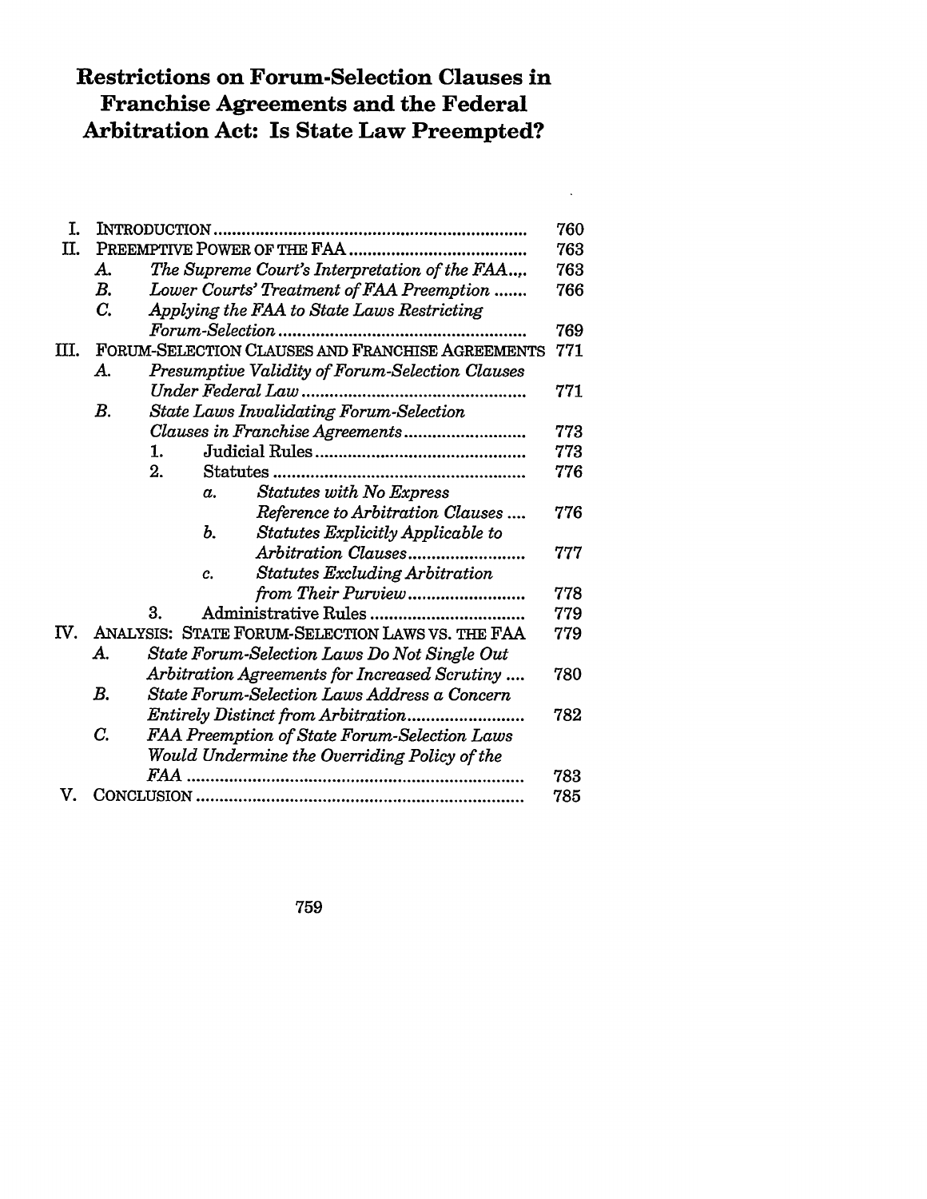# Restrictions on Forum-Selection Clauses in Franchise Agreements and the Federal Arbitration Act: Is State Law Preempted?

| | | Page |
|---|---|---|
| I. | INTRODUCTION | 760 |
| II. | PREEMPTIVE POWER OF THE FAA | 763 |
| | A. *The Supreme Court's Interpretation of the FAA* | 763 |
| | B. *Lower Courts' Treatment of FAA Preemption* | 766 |
| | C. *Applying the FAA to State Laws Restricting Forum-Selection* | 769 |
| III. | FORUM-SELECTION CLAUSES AND FRANCHISE AGREEMENTS | 771 |
| | A. *Presumptive Validity of Forum-Selection Clauses Under Federal Law* | 771 |
| | B. *State Laws Invalidating Forum-Selection Clauses in Franchise Agreements* | 773 |
| | 1. Judicial Rules | 773 |
| | 2. Statutes | 776 |
| | a. *Statutes with No Express Reference to Arbitration Clauses* | 776 |
| | b. *Statutes Explicitly Applicable to Arbitration Clauses* | 777 |
| | c. *Statutes Excluding Arbitration from Their Purview* | 778 |
| | 3. Administrative Rules | 779 |
| IV. | ANALYSIS: STATE FORUM-SELECTION LAWS VS. THE FAA | 779 |
| | A. *State Forum-Selection Laws Do Not Single Out Arbitration Agreements for Increased Scrutiny* | 780 |
| | B. *State Forum-Selection Laws Address a Concern Entirely Distinct from Arbitration* | 782 |
| | C. *FAA Preemption of State Forum-Selection Laws Would Undermine the Overriding Policy of the FAA* | 783 |
| V. | CONCLUSION | 785 |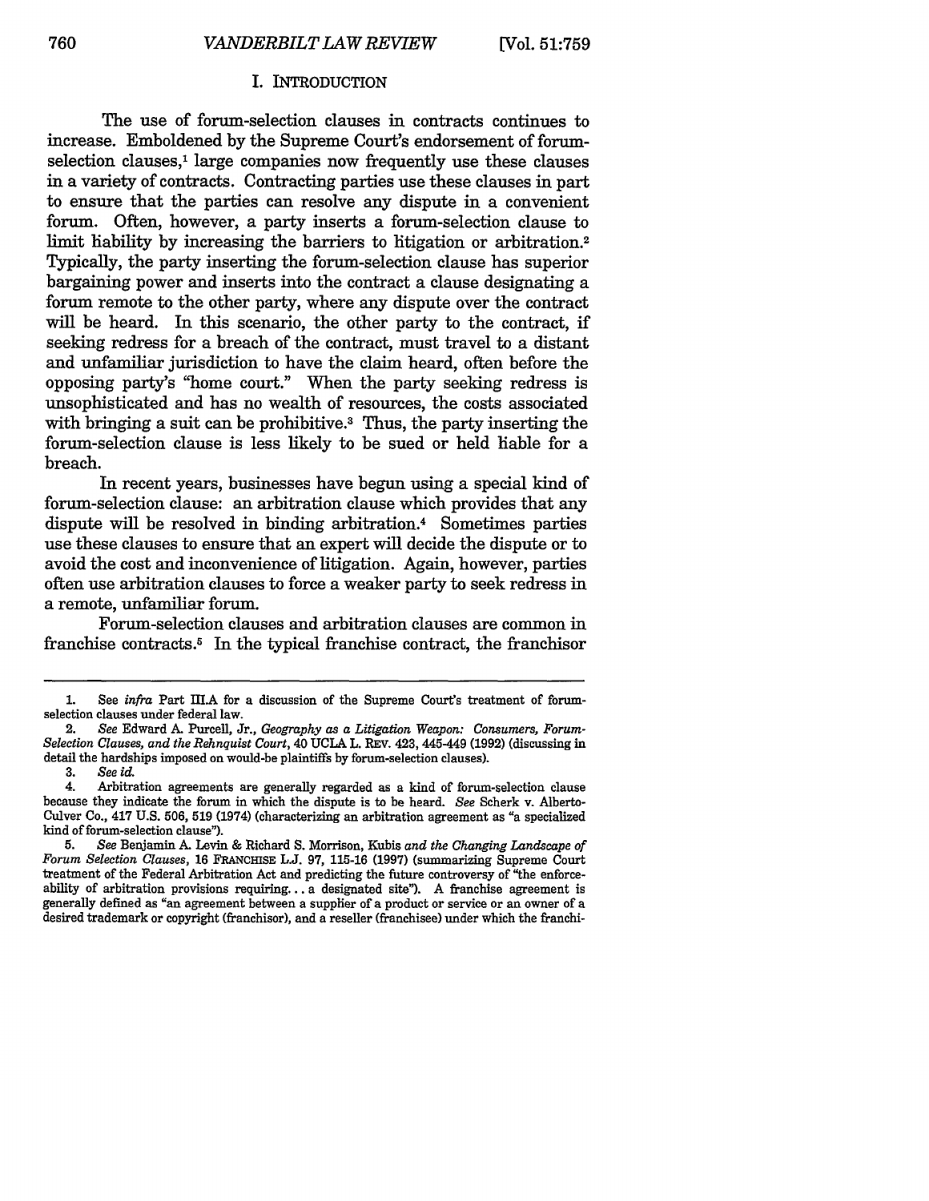## I. INTRODUCTION

The use of forum-selection clauses in contracts continues to increase. Emboldened by the Supreme Court's endorsement of forum-selection clauses,[1] large companies now frequently use these clauses in a variety of contracts. Contracting parties use these clauses in part to ensure that the parties can resolve any dispute in a convenient forum. Often, however, a party inserts a forum-selection clause to limit liability by increasing the barriers to litigation or arbitration.[2] Typically, the party inserting the forum-selection clause has superior bargaining power and inserts into the contract a clause designating a forum remote to the other party, where any dispute over the contract will be heard. In this scenario, the other party to the contract, if seeking redress for a breach of the contract, must travel to a distant and unfamiliar jurisdiction to have the claim heard, often before the opposing party's "home court." When the party seeking redress is unsophisticated and has no wealth of resources, the costs associated with bringing a suit can be prohibitive.[3] Thus, the party inserting the forum-selection clause is less likely to be sued or held liable for a breach.

In recent years, businesses have begun using a special kind of forum-selection clause: an arbitration clause which provides that any dispute will be resolved in binding arbitration.[4] Sometimes parties use these clauses to ensure that an expert will decide the dispute or to avoid the cost and inconvenience of litigation. Again, however, parties often use arbitration clauses to force a weaker party to seek redress in a remote, unfamiliar forum.

Forum-selection clauses and arbitration clauses are common in franchise contracts.[5] In the typical franchise contract, the franchisor

---

1. See *infra* Part III.A for a discussion of the Supreme Court's treatment of forum-selection clauses under federal law.

2. *See* Edward A. Purcell, Jr., *Geography as a Litigation Weapon: Consumers, Forum-Selection Clauses, and the Rehnquist Court*, 40 UCLA L. REV. 423, 445-449 (1992) (discussing in detail the hardships imposed on would-be plaintiffs by forum-selection clauses).

3. *See id.*

4. Arbitration agreements are generally regarded as a kind of forum-selection clause because they indicate the forum in which the dispute is to be heard. *See* Scherk v. Alberto-Culver Co., 417 U.S. 506, 519 (1974) (characterizing an arbitration agreement as "a specialized kind of forum-selection clause").

5. *See* Benjamin A. Levin & Richard S. Morrison, Kubis *and the Changing Landscape of Forum Selection Clauses*, 16 FRANCHISE L.J. 97, 115-16 (1997) (summarizing Supreme Court treatment of the Federal Arbitration Act and predicting the future controversy of "the enforceability of arbitration provisions requiring. . . a designated site"). A franchise agreement is generally defined as "an agreement between a supplier of a product or service or an owner of a desired trademark or copyright (franchisor), and a reseller (franchisee) under which the franchi-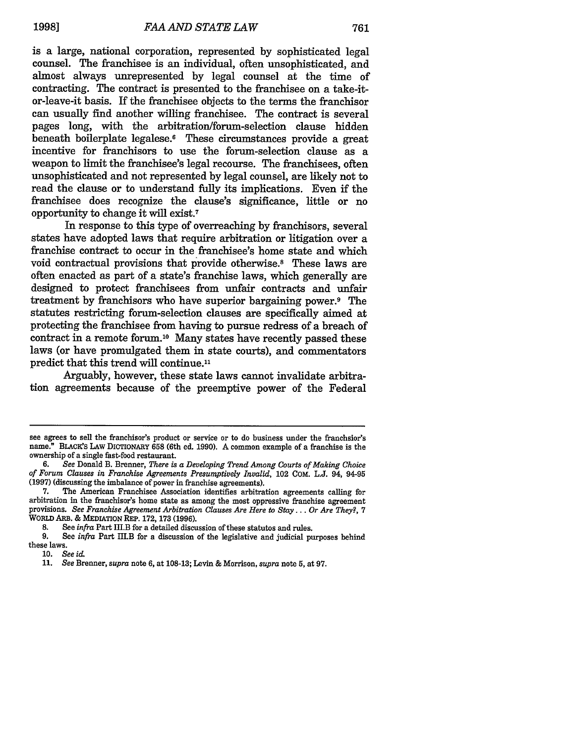is a large, national corporation, represented by sophisticated legal counsel. The franchisee is an individual, often unsophisticated, and almost always unrepresented by legal counsel at the time of contracting. The contract is presented to the franchisee on a take-it-or-leave-it basis. If the franchisee objects to the terms the franchisor can usually find another willing franchisee. The contract is several pages long, with the arbitration/forum-selection clause hidden beneath boilerplate legalese.[6] These circumstances provide a great incentive for franchisors to use the forum-selection clause as a weapon to limit the franchisee's legal recourse. The franchisees, often unsophisticated and not represented by legal counsel, are likely not to read the clause or to understand fully its implications. Even if the franchisee does recognize the clause's significance, little or no opportunity to change it will exist.[7]

In response to this type of overreaching by franchisors, several states have adopted laws that require arbitration or litigation over a franchise contract to occur in the franchisee's home state and which void contractual provisions that provide otherwise.[8] These laws are often enacted as part of a state's franchise laws, which generally are designed to protect franchisees from unfair contracts and unfair treatment by franchisors who have superior bargaining power.[9] The statutes restricting forum-selection clauses are specifically aimed at protecting the franchisee from having to pursue redress of a breach of contract in a remote forum.[10] Many states have recently passed these laws (or have promulgated them in state courts), and commentators predict that this trend will continue.[11]

Arguably, however, these state laws cannot invalidate arbitration agreements because of the preemptive power of the Federal

---

see agrees to sell the franchisor's product or service or to do business under the franchsior's name." BLACK'S LAW DICTIONARY 658 (6th ed. 1990). A common example of a franchise is the ownership of a single fast-food restaurant.

6. *See* Donald B. Brenner, *There is a Developing Trend Among Courts of Making Choice of Forum Clauses in Franchise Agreements Presumptively Invalid*, 102 COM. L.J. 94, 94-95 (1997) (discussing the imbalance of power in franchise agreements).

7. The American Franchisee Association identifies arbitration agreements calling for arbitration in the franchisor's home state as among the most oppressive franchise agreement provisions. *See Franchise Agreement Arbitration Clauses Are Here to Stay . . . Or Are They?*, 7 WORLD ARB. & MEDIATION REP. 172, 173 (1996).

8. See *infra* Part III.B for a detailed discussion of these statutos and rules.

9. See *infra* Part III.B for a discussion of the legislative and judicial purposes behind these laws.

10. *See id.*

11. *See* Brenner, *supra* note 6, at 108-13; Levin & Morrison, *supra* note 5, at 97.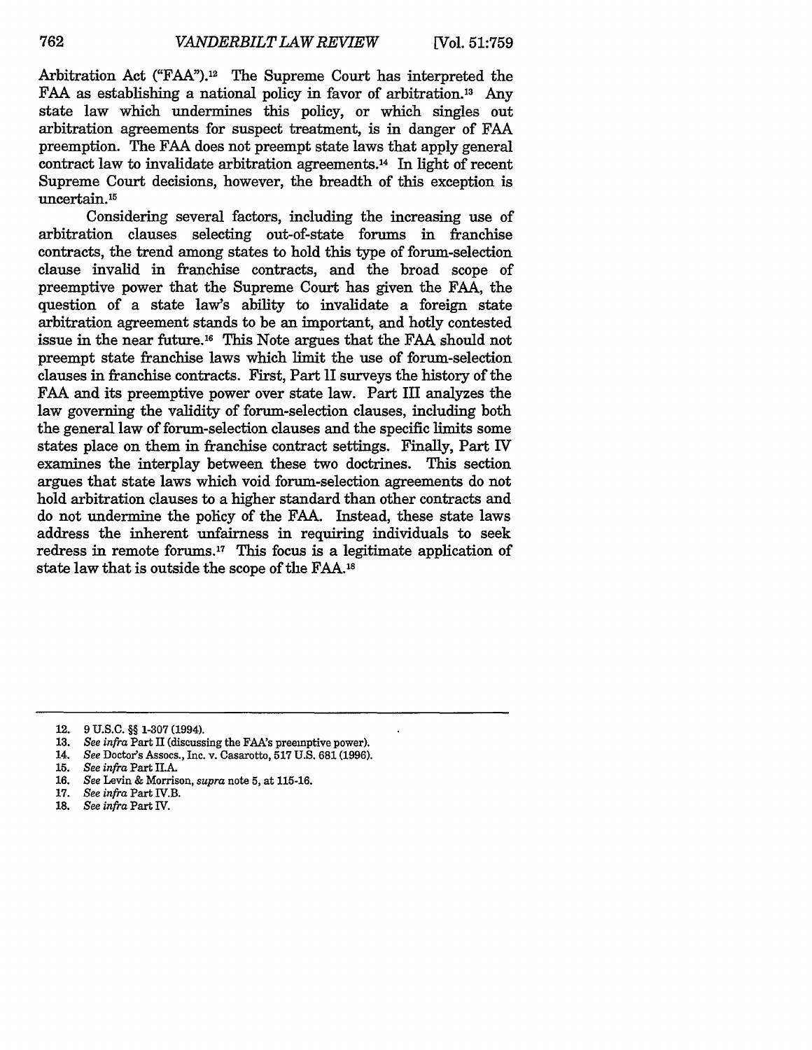Arbitration Act ("FAA").[12] The Supreme Court has interpreted the FAA as establishing a national policy in favor of arbitration.[13] Any state law which undermines this policy, or which singles out arbitration agreements for suspect treatment, is in danger of FAA preemption. The FAA does not preempt state laws that apply general contract law to invalidate arbitration agreements.[14] In light of recent Supreme Court decisions, however, the breadth of this exception is uncertain.[15]

Considering several factors, including the increasing use of arbitration clauses selecting out-of-state forums in franchise contracts, the trend among states to hold this type of forum-selection clause invalid in franchise contracts, and the broad scope of preemptive power that the Supreme Court has given the FAA, the question of a state law's ability to invalidate a foreign state arbitration agreement stands to be an important, and hotly contested issue in the near future.[16] This Note argues that the FAA should not preempt state franchise laws which limit the use of forum-selection clauses in franchise contracts. First, Part II surveys the history of the FAA and its preemptive power over state law. Part III analyzes the law governing the validity of forum-selection clauses, including both the general law of forum-selection clauses and the specific limits some states place on them in franchise contract settings. Finally, Part IV examines the interplay between these two doctrines. This section argues that state laws which void forum-selection agreements do not hold arbitration clauses to a higher standard than other contracts and do not undermine the policy of the FAA. Instead, these state laws address the inherent unfairness in requiring individuals to seek redress in remote forums.[17] This focus is a legitimate application of state law that is outside the scope of the FAA.[18]

---

12. 9 U.S.C. §§ 1-307 (1994).
13. *See infra* Part II (discussing the FAA's preemptive power).
14. *See* Doctor's Assocs., Inc. v. Casarotto, 517 U.S. 681 (1996).
15. *See infra* Part II.A.
16. *See* Levin & Morrison, *supra* note 5, at 115-16.
17. *See infra* Part IV.B.
18. *See infra* Part IV.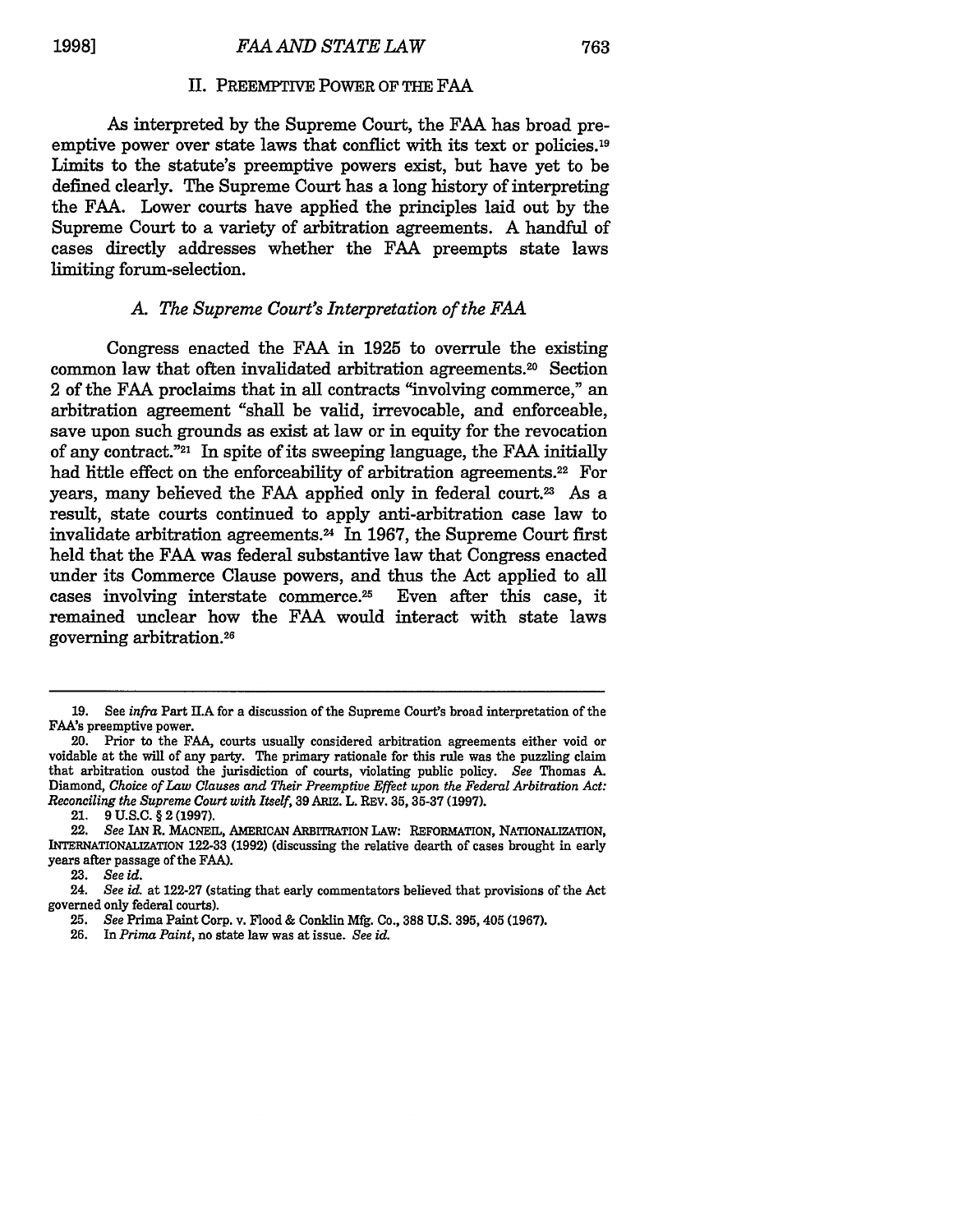## II. PREEMPTIVE POWER OF THE FAA

As interpreted by the Supreme Court, the FAA has broad preemptive power over state laws that conflict with its text or policies.[19] Limits to the statute's preemptive powers exist, but have yet to be defined clearly. The Supreme Court has a long history of interpreting the FAA. Lower courts have applied the principles laid out by the Supreme Court to a variety of arbitration agreements. A handful of cases directly addresses whether the FAA preempts state laws limiting forum-selection.

### *A. The Supreme Court's Interpretation of the FAA*

Congress enacted the FAA in 1925 to overrule the existing common law that often invalidated arbitration agreements.[20] Section 2 of the FAA proclaims that in all contracts "involving commerce," an arbitration agreement "shall be valid, irrevocable, and enforceable, save upon such grounds as exist at law or in equity for the revocation of any contract."[21] In spite of its sweeping language, the FAA initially had little effect on the enforceability of arbitration agreements.[22] For years, many believed the FAA applied only in federal court.[23] As a result, state courts continued to apply anti-arbitration case law to invalidate arbitration agreements.[24] In 1967, the Supreme Court first held that the FAA was federal substantive law that Congress enacted under its Commerce Clause powers, and thus the Act applied to all cases involving interstate commerce.[25] Even after this case, it remained unclear how the FAA would interact with state laws governing arbitration.[26]

---

19. See *infra* Part II.A for a discussion of the Supreme Court's broad interpretation of the FAA's preemptive power.

20. Prior to the FAA, courts usually considered arbitration agreements either void or voidable at the will of any party. The primary rationale for this rule was the puzzling claim that arbitration ousted the jurisdiction of courts, violating public policy. *See* Thomas A. Diamond, *Choice of Law Clauses and Their Preemptive Effect upon the Federal Arbitration Act: Reconciling the Supreme Court with Itself*, 39 ARIZ. L. REV. 35, 35-37 (1997).

21. 9 U.S.C. § 2 (1997).

22. *See* IAN R. MACNEIL, AMERICAN ARBITRATION LAW: REFORMATION, NATIONALIZATION, INTERNATIONALIZATION 122-33 (1992) (discussing the relative dearth of cases brought in early years after passage of the FAA).

23. *See id.*

24. *See id.* at 122-27 (stating that early commentators believed that provisions of the Act governed only federal courts).

25. *See* Prima Paint Corp. v. Flood & Conklin Mfg. Co., 388 U.S. 395, 405 (1967).

26. In *Prima Paint*, no state law was at issue. *See id.*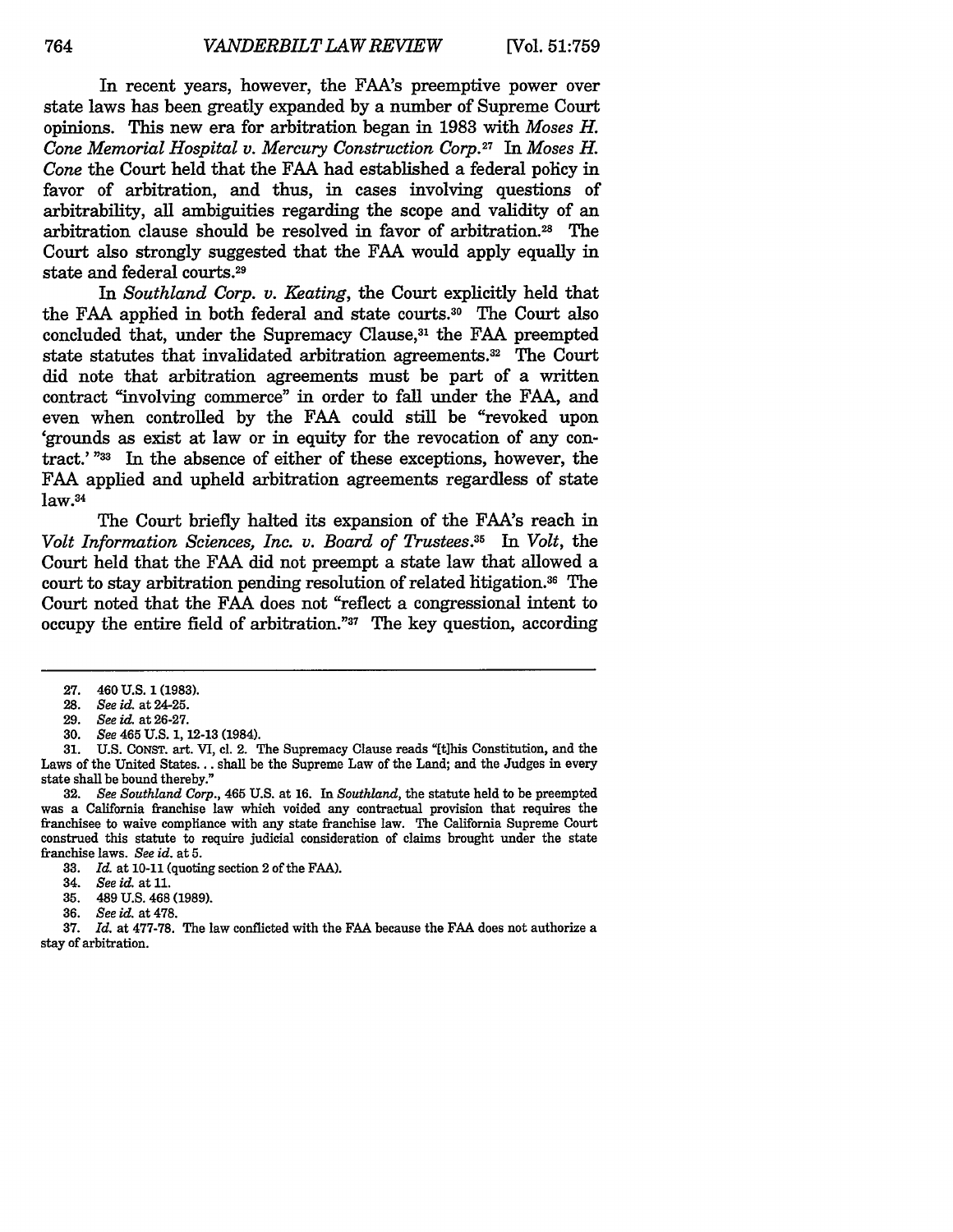In recent years, however, the FAA's preemptive power over state laws has been greatly expanded by a number of Supreme Court opinions. This new era for arbitration began in 1983 with *Moses H. Cone Memorial Hospital v. Mercury Construction Corp.*[27] In *Moses H. Cone* the Court held that the FAA had established a federal policy in favor of arbitration, and thus, in cases involving questions of arbitrability, all ambiguities regarding the scope and validity of an arbitration clause should be resolved in favor of arbitration.[28] The Court also strongly suggested that the FAA would apply equally in state and federal courts.[29]

In *Southland Corp. v. Keating*, the Court explicitly held that the FAA applied in both federal and state courts.[30] The Court also concluded that, under the Supremacy Clause,[31] the FAA preempted state statutes that invalidated arbitration agreements.[32] The Court did note that arbitration agreements must be part of a written contract "involving commerce" in order to fall under the FAA, and even when controlled by the FAA could still be "revoked upon 'grounds as exist at law or in equity for the revocation of any contract.' "[33] In the absence of either of these exceptions, however, the FAA applied and upheld arbitration agreements regardless of state law.[34]

The Court briefly halted its expansion of the FAA's reach in *Volt Information Sciences, Inc. v. Board of Trustees*.[35] In *Volt*, the Court held that the FAA did not preempt a state law that allowed a court to stay arbitration pending resolution of related litigation.[36] The Court noted that the FAA does not "reflect a congressional intent to occupy the entire field of arbitration."[37] The key question, according

---

27. 460 U.S. 1 (1983).

28. *See id.* at 24-25.

29. *See id.* at 26-27.

30. *See* 465 U.S. 1, 12-13 (1984).

31. U.S. CONST. art. VI, cl. 2. The Supremacy Clause reads "[t]his Constitution, and the Laws of the United States... shall be the Supreme Law of the Land; and the Judges in every state shall be bound thereby."

32. *See Southland Corp.*, 465 U.S. at 16. In *Southland*, the statute held to be preempted was a California franchise law which voided any contractual provision that requires the franchisee to waive compliance with any state franchise law. The California Supreme Court construed this statute to require judicial consideration of claims brought under the state franchise laws. *See id.* at 5.

33. *Id.* at 10-11 (quoting section 2 of the FAA).

34. *See id.* at 11.

35. 489 U.S. 468 (1989).

36. *See id.* at 478.

37. *Id.* at 477-78. The law conflicted with the FAA because the FAA does not authorize a stay of arbitration.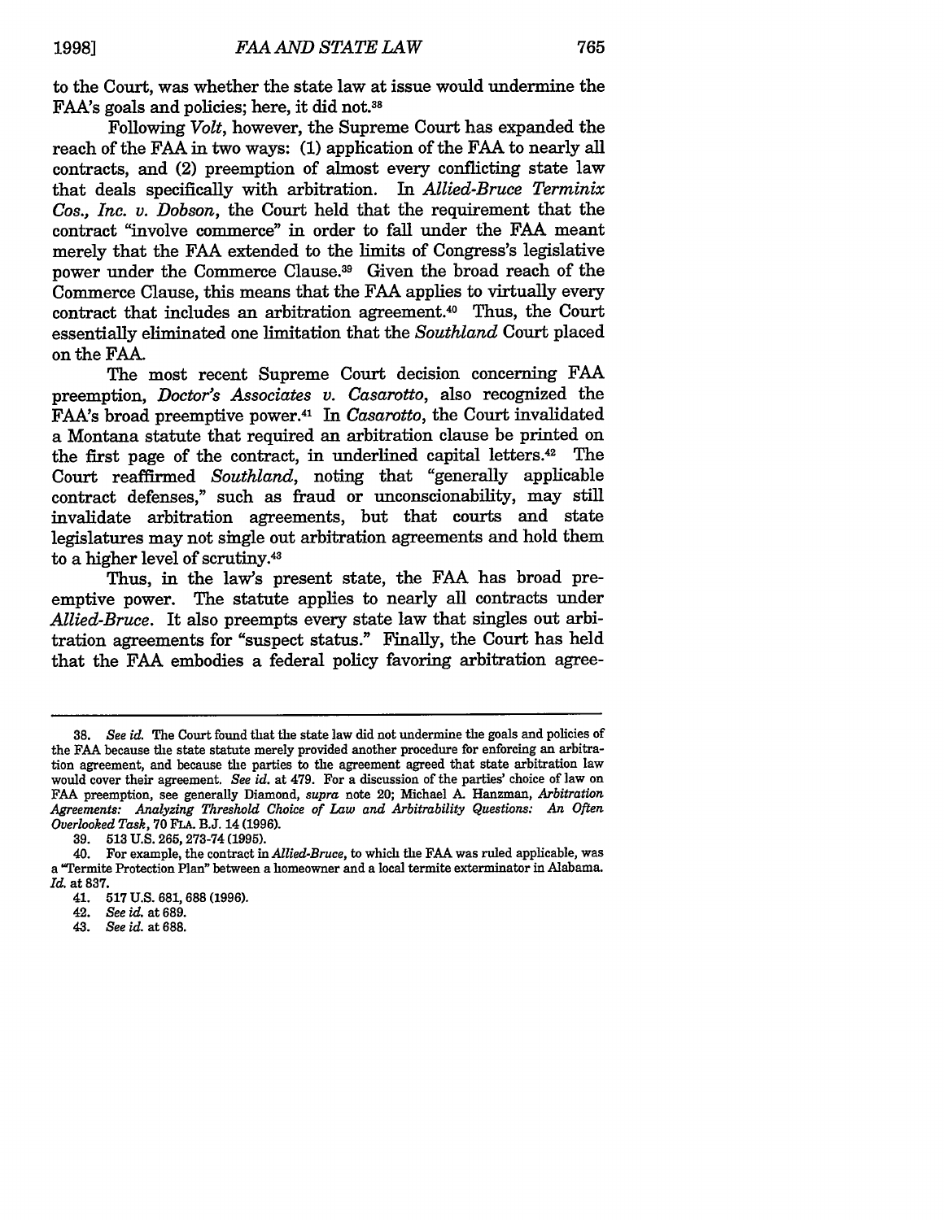to the Court, was whether the state law at issue would undermine the FAA's goals and policies; here, it did not.[38]

Following *Volt*, however, the Supreme Court has expanded the reach of the FAA in two ways: (1) application of the FAA to nearly all contracts, and (2) preemption of almost every conflicting state law that deals specifically with arbitration. In *Allied-Bruce Terminix Cos., Inc. v. Dobson*, the Court held that the requirement that the contract "involve commerce" in order to fall under the FAA meant merely that the FAA extended to the limits of Congress's legislative power under the Commerce Clause.[39] Given the broad reach of the Commerce Clause, this means that the FAA applies to virtually every contract that includes an arbitration agreement.[40] Thus, the Court essentially eliminated one limitation that the *Southland* Court placed on the FAA.

The most recent Supreme Court decision concerning FAA preemption, *Doctor's Associates v. Casarotto*, also recognized the FAA's broad preemptive power.[41] In *Casarotto*, the Court invalidated a Montana statute that required an arbitration clause be printed on the first page of the contract, in underlined capital letters.[42] The Court reaffirmed *Southland*, noting that "generally applicable contract defenses," such as fraud or unconscionability, may still invalidate arbitration agreements, but that courts and state legislatures may not single out arbitration agreements and hold them to a higher level of scrutiny.[43]

Thus, in the law's present state, the FAA has broad preemptive power. The statute applies to nearly all contracts under *Allied-Bruce*. It also preempts every state law that singles out arbitration agreements for "suspect status." Finally, the Court has held that the FAA embodies a federal policy favoring arbitration agree-

---

38. *See id.* The Court found that the state law did not undermine the goals and policies of the FAA because the state statute merely provided another procedure for enforcing an arbitration agreement, and because the parties to the agreement agreed that state arbitration law would cover their agreement. *See id.* at 479. For a discussion of the parties' choice of law on FAA preemption, see generally Diamond, *supra* note 20; Michael A. Hanzman, *Arbitration Agreements: Analyzing Threshold Choice of Law and Arbitrability Questions: An Often Overlooked Task*, 70 FLA. B.J. 14 (1996).

39. 513 U.S. 265, 273-74 (1995).

40. For example, the contract in *Allied-Bruce*, to which the FAA was ruled applicable, was a "Termite Protection Plan" between a homeowner and a local termite exterminator in Alabama. *Id.* at 837.

41. 517 U.S. 681, 688 (1996).

42. *See id.* at 689.

43. *See id.* at 688.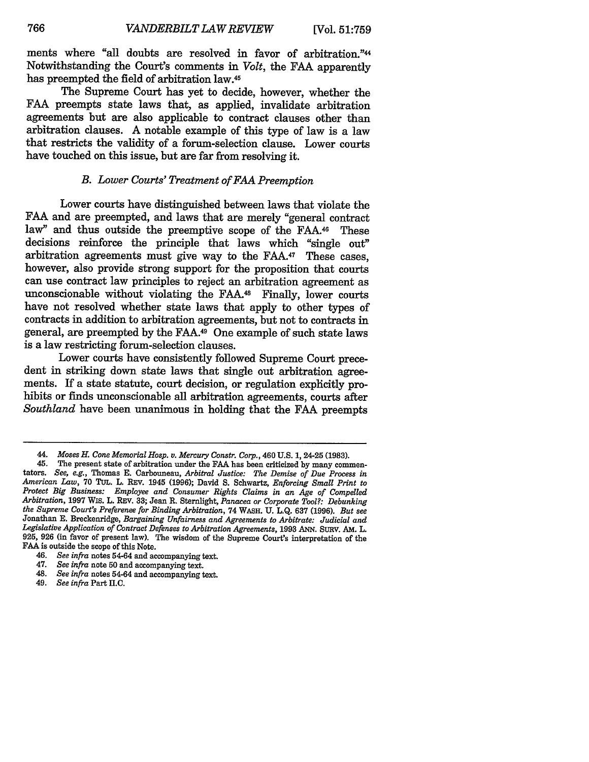ments where "all doubts are resolved in favor of arbitration."[44] Notwithstanding the Court's comments in *Volt*, the FAA apparently has preempted the field of arbitration law.[45]

The Supreme Court has yet to decide, however, whether the FAA preempts state laws that, as applied, invalidate arbitration agreements but are also applicable to contract clauses other than arbitration clauses. A notable example of this type of law is a law that restricts the validity of a forum-selection clause. Lower courts have touched on this issue, but are far from resolving it.

### *B. Lower Courts' Treatment of FAA Preemption*

Lower courts have distinguished between laws that violate the FAA and are preempted, and laws that are merely "general contract law" and thus outside the preemptive scope of the FAA.[46] These decisions reinforce the principle that laws which "single out" arbitration agreements must give way to the FAA.[47] These cases, however, also provide strong support for the proposition that courts can use contract law principles to reject an arbitration agreement as unconscionable without violating the FAA.[48] Finally, lower courts have not resolved whether state laws that apply to other types of contracts in addition to arbitration agreements, but not to contracts in general, are preempted by the FAA.[49] One example of such state laws is a law restricting forum-selection clauses.

Lower courts have consistently followed Supreme Court precedent in striking down state laws that single out arbitration agreements. If a state statute, court decision, or regulation explicitly prohibits or finds unconscionable all arbitration agreements, courts after *Southland* have been unanimous in holding that the FAA preempts

---

44. *Moses H. Cone Memorial Hosp. v. Mercury Constr. Corp.*, 460 U.S. 1, 24-25 (1983).

45. The present state of arbitration under the FAA has been criticized by many commentators. *See, e.g.*, Thomas E. Carbouneau, *Arbitral Justice: The Demise of Due Process in American Law*, 70 TUL. L. REV. 1945 (1996); David S. Schwartz, *Enforcing Small Print to Protect Big Business: Employee and Consumer Rights Claims in an Age of Compelled Arbitration*, 1997 WIS. L. REV. 33; Jean R. Sternlight, *Panacea or Corporate Tool?: Debunking the Supreme Court's Preference for Binding Arbitration*, 74 WASH. U. L.Q. 637 (1996). *But see* Jonathan E. Breckenridge, *Bargaining Unfairness and Agreements to Arbitrate: Judicial and Legislative Application of Contract Defenses to Arbitration Agreements*, 1993 ANN. SURV. AM. L. 925, 926 (in favor of present law). The wisdom of the Supreme Court's interpretation of the FAA is outside the scope of this Note.

46. *See infra* notes 54-64 and accompanying text.

47. *See infra* note 50 and accompanying text.

48. *See infra* notes 54-64 and accompanying text.

49. *See infra* Part II.C.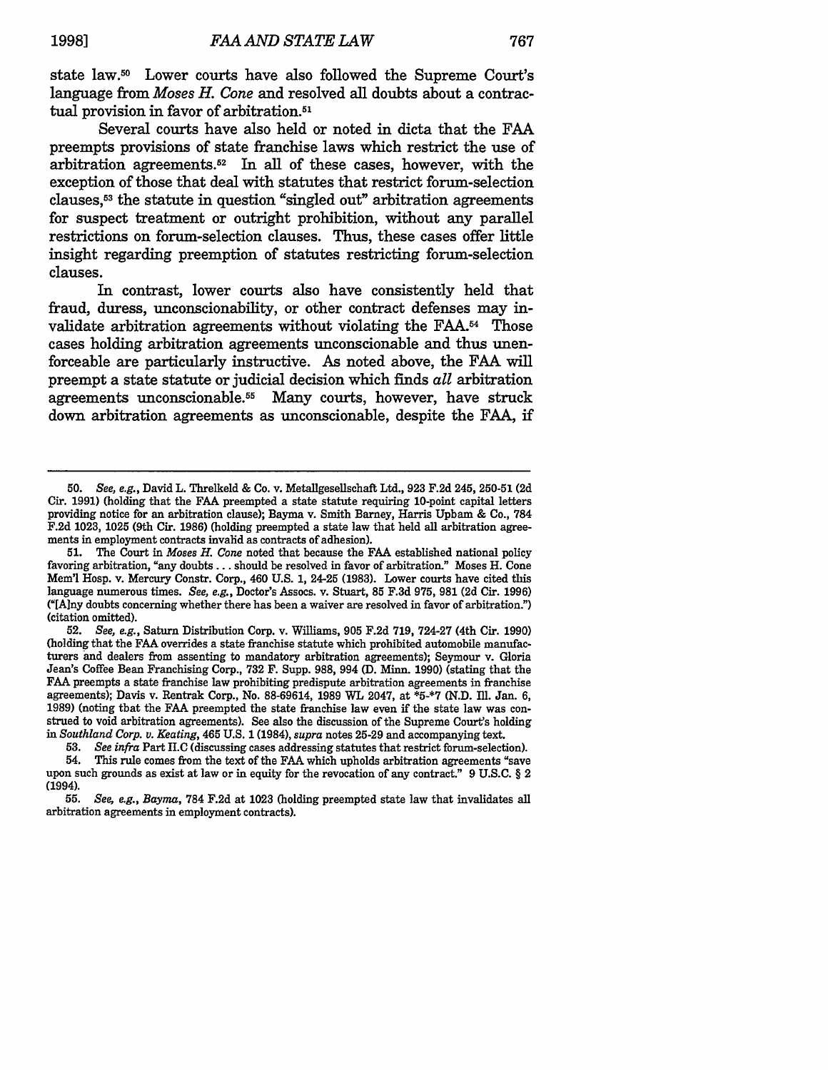state law.[50] Lower courts have also followed the Supreme Court's language from *Moses H. Cone* and resolved all doubts about a contractual provision in favor of arbitration.[51]

Several courts have also held or noted in dicta that the FAA preempts provisions of state franchise laws which restrict the use of arbitration agreements.[52] In all of these cases, however, with the exception of those that deal with statutes that restrict forum-selection clauses,[53] the statute in question "singled out" arbitration agreements for suspect treatment or outright prohibition, without any parallel restrictions on forum-selection clauses. Thus, these cases offer little insight regarding preemption of statutes restricting forum-selection clauses.

In contrast, lower courts also have consistently held that fraud, duress, unconscionability, or other contract defenses may invalidate arbitration agreements without violating the FAA.[54] Those cases holding arbitration agreements unconscionable and thus unenforceable are particularly instructive. As noted above, the FAA will preempt a state statute or judicial decision which finds *all* arbitration agreements unconscionable.[55] Many courts, however, have struck down arbitration agreements as unconscionable, despite the FAA, if

---

50. *See, e.g.*, David L. Threlkeld & Co. v. Metallgesellschaft Ltd., 923 F.2d 245, 250-51 (2d Cir. 1991) (holding that the FAA preempted a state statute requiring 10-point capital letters providing notice for an arbitration clause); Bayma v. Smith Barney, Harris Upham & Co., 784 F.2d 1023, 1025 (9th Cir. 1986) (holding preempted a state law that held all arbitration agreements in employment contracts invalid as contracts of adhesion).

51. The Court in *Moses H. Cone* noted that because the FAA established national policy favoring arbitration, "any doubts . . . should be resolved in favor of arbitration." Moses H. Cone Mem'l Hosp. v. Mercury Constr. Corp., 460 U.S. 1, 24-25 (1983). Lower courts have cited this language numerous times. *See, e.g.*, Doctor's Assocs. v. Stuart, 85 F.3d 975, 981 (2d Cir. 1996) ("[A]ny doubts concerning whether there has been a waiver are resolved in favor of arbitration.") (citation omitted).

52. *See, e.g.*, Saturn Distribution Corp. v. Williams, 905 F.2d 719, 724-27 (4th Cir. 1990) (holding that the FAA overrides a state franchise statute which prohibited automobile manufacturers and dealers from assenting to mandatory arbitration agreements); Seymour v. Gloria Jean's Coffee Bean Franchising Corp., 732 F. Supp. 988, 994 (D. Minn. 1990) (stating that the FAA preempts a state franchise law prohibiting predispute arbitration agreements in franchise agreements); Davis v. Rentrak Corp., No. 88-69614, 1989 WL 2047, at *5-*7 (N.D. Ill. Jan. 6, 1989) (noting that the FAA preempted the state franchise law even if the state law was construed to void arbitration agreements). See also the discussion of the Supreme Court's holding in *Southland Corp. v. Keating*, 465 U.S. 1 (1984), *supra* notes 25-29 and accompanying text.

53. *See infra* Part II.C (discussing cases addressing statutes that restrict forum-selection).

54. This rule comes from the text of the FAA which upholds arbitration agreements "save upon such grounds as exist at law or in equity for the revocation of any contract." 9 U.S.C. § 2 (1994).

55. *See, e.g.*, *Bayma*, 784 F.2d at 1023 (holding preempted state law that invalidates all arbitration agreements in employment contracts).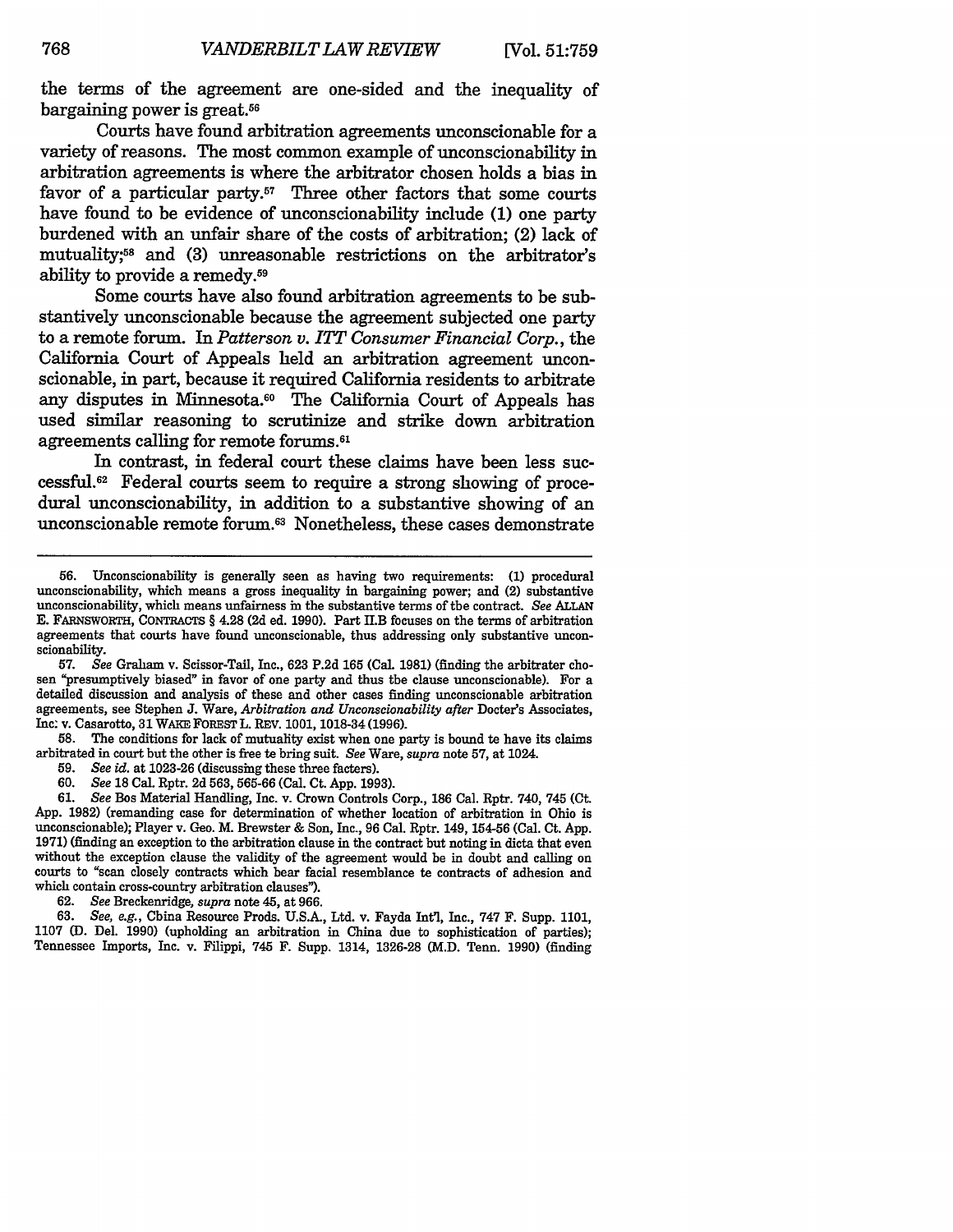the terms of the agreement are one-sided and the inequality of bargaining power is great.[56]

Courts have found arbitration agreements unconscionable for a variety of reasons. The most common example of unconscionability in arbitration agreements is where the arbitrator chosen holds a bias in favor of a particular party.[57] Three other factors that some courts have found to be evidence of unconscionability include (1) one party burdened with an unfair share of the costs of arbitration; (2) lack of mutuality;[58] and (3) unreasonable restrictions on the arbitrator's ability to provide a remedy.[59]

Some courts have also found arbitration agreements to be substantively unconscionable because the agreement subjected one party to a remote forum. In *Patterson v. ITT Consumer Financial Corp.*, the California Court of Appeals held an arbitration agreement unconscionable, in part, because it required California residents to arbitrate any disputes in Minnesota.[60] The California Court of Appeals has used similar reasoning to scrutinize and strike down arbitration agreements calling for remote forums.[61]

In contrast, in federal court these claims have been less successful.[62] Federal courts seem to require a strong showing of procedural unconscionability, in addition to a substantive showing of an unconscionable remote forum.[63] Nonetheless, these cases demonstrate

---

56. Unconscionability is generally seen as having two requirements: (1) procedural unconscionability, which means a gross inequality in bargaining power; and (2) substantive unconscionability, which means unfairness in the substantive terms of the contract. *See* ALLAN E. FARNSWORTH, CONTRACTS § 4.28 (2d ed. 1990). Part II.B focuses on the terms of arbitration agreements that courts have found unconscionable, thus addressing only substantive unconscionability.

57. *See* Graham v. Scissor-Tail, Inc., 623 P.2d 165 (Cal. 1981) (finding the arbitrater chosen "presumptively biased" in favor of one party and thus the clause unconscionable). For a detailed discussion and analysis of these and other cases finding unconscionable arbitration agreements, see Stephen J. Ware, *Arbitration and Unconscionability after* Docter's Associates, Inc. v. Casarotto, 31 WAKE FOREST L. REV. 1001, 1018-34 (1996).

58. The conditions for lack of mutuality exist when one party is bound te have its claims arbitrated in court but the other is free te bring suit. *See* Ware, *supra* note 57, at 1024.

59. *See id.* at 1023-26 (discussing these three facters).

60. *See* 18 Cal. Rptr. 2d 563, 565-66 (Cal. Ct. App. 1993).

61. *See* Bos Material Handling, Inc. v. Crown Controls Corp., 186 Cal. Rptr. 740, 745 (Ct. App. 1982) (remanding case for determination of whether location of arbitration in Ohio is unconscionable); Player v. Geo. M. Brewster & Son, Inc., 96 Cal. Rptr. 149, 154-56 (Cal. Ct. App. 1971) (finding an exception to the arbitration clause in the contract but noting in dicta that even without the exception clause the validity of the agreement would be in doubt and calling on courts to "scan closely contracts which bear facial resemblance te contracts of adhesion and which contain cross-country arbitration clauses").

62. *See* Breckenridge, *supra* note 45, at 966.

63. *See, e.g.*, China Resource Prods. U.S.A., Ltd. v. Fayda Int'l, Inc., 747 F. Supp. 1101, 1107 (D. Del. 1990) (upholding an arbitration in China due to sophistication of parties); Tennessee Imports, Inc. v. Filippi, 745 F. Supp. 1314, 1326-28 (M.D. Tenn. 1990) (finding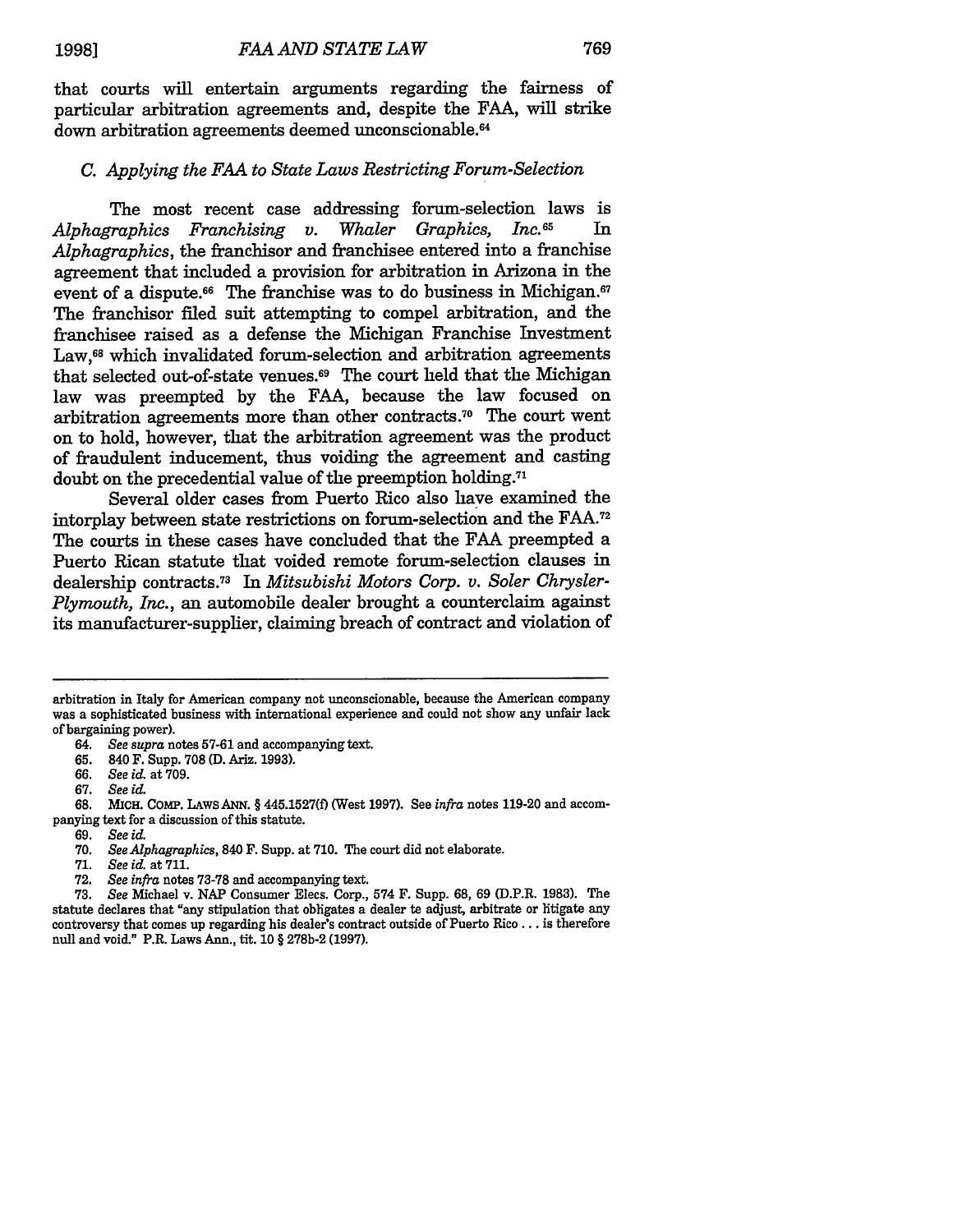that courts will entertain arguments regarding the fairness of particular arbitration agreements and, despite the FAA, will strike down arbitration agreements deemed unconscionable.[64]

### *C. Applying the FAA to State Laws Restricting Forum-Selection*

The most recent case addressing forum-selection laws is *Alphagraphics Franchising v. Whaler Graphics, Inc.*[65] In *Alphagraphics*, the franchisor and franchisee entered into a franchise agreement that included a provision for arbitration in Arizona in the event of a dispute.[66] The franchise was to do business in Michigan.[67] The franchisor filed suit attempting to compel arbitration, and the franchisee raised as a defense the Michigan Franchise Investment Law,[68] which invalidated forum-selection and arbitration agreements that selected out-of-state venues.[69] The court held that the Michigan law was preempted by the FAA, because the law focused on arbitration agreements more than other contracts.[70] The court went on to hold, however, that the arbitration agreement was the product of fraudulent inducement, thus voiding the agreement and casting doubt on the precedential value of the preemption holding.[71]

Several older cases from Puerto Rico also have examined the interplay between state restrictions on forum-selection and the FAA.[72] The courts in these cases have concluded that the FAA preempted a Puerto Rican statute that voided remote forum-selection clauses in dealership contracts.[73] In *Mitsubishi Motors Corp. v. Soler Chrysler-Plymouth, Inc.*, an automobile dealer brought a counterclaim against its manufacturer-supplier, claiming breach of contract and violation of

---

arbitration in Italy for American company not unconscionable, because the American company was a sophisticated business with international experience and could not show any unfair lack of bargaining power).

64. *See supra* notes 57-61 and accompanying text.

65. 840 F. Supp. 708 (D. Ariz. 1993).

66. *See id.* at 709.

67. *See id.*

68. MICH. COMP. LAWS ANN. § 445.1527(f) (West 1997). See *infra* notes 119-20 and accompanying text for a discussion of this statute.

69. *See id.*

70. *See Alphagraphics*, 840 F. Supp. at 710. The court did not elaborate.

71. *See id.* at 711.

72. *See infra* notes 73-78 and accompanying text.

73. *See* Michael v. NAP Consumer Elecs. Corp., 574 F. Supp. 68, 69 (D.P.R. 1983). The statute declares that "any stipulation that obligates a dealer te adjust, arbitrate or litigate any controversy that comes up regarding his dealer's contract outside of Puerto Rico . . . is therefore null and void." P.R. Laws Ann., tit. 10 § 278b-2 (1997).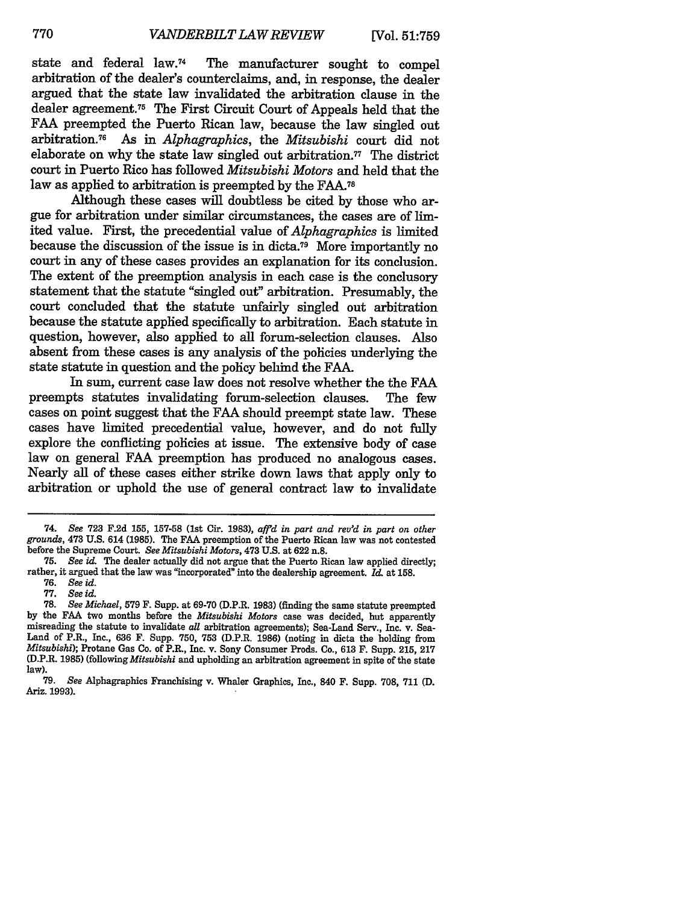state and federal law.[74] The manufacturer sought to compel arbitration of the dealer's counterclaims, and, in response, the dealer argued that the state law invalidated the arbitration clause in the dealer agreement.[75] The First Circuit Court of Appeals held that the FAA preempted the Puerto Rican law, because the law singled out arbitration.[76] As in *Alphagraphics*, the *Mitsubishi* court did not elaborate on why the state law singled out arbitration.[77] The district court in Puerto Rico has followed *Mitsubishi Motors* and held that the law as applied to arbitration is preempted by the FAA.[78]

Although these cases will doubtless be cited by those who argue for arbitration under similar circumstances, the cases are of limited value. First, the precedential value of *Alphagraphics* is limited because the discussion of the issue is in dicta.[79] More importantly no court in any of these cases provides an explanation for its conclusion. The extent of the preemption analysis in each case is the conclusory statement that the statute "singled out" arbitration. Presumably, the court concluded that the statute unfairly singled out arbitration because the statute applied specifically to arbitration. Each statute in question, however, also applied to all forum-selection clauses. Also absent from these cases is any analysis of the policies underlying the state statute in question and the policy behind the FAA.

In sum, current case law does not resolve whether the the FAA preempts statutes invalidating forum-selection clauses. The few cases on point suggest that the FAA should preempt state law. These cases have limited precedential value, however, and do not fully explore the conflicting policies at issue. The extensive body of case law on general FAA preemption has produced no analogous cases. Nearly all of these cases either strike down laws that apply only to arbitration or uphold the use of general contract law to invalidate

---

74. *See* 723 F.2d 155, 157-58 (1st Cir. 1983), *aff'd in part and rev'd in part on other grounds*, 473 U.S. 614 (1985). The FAA preemption of the Puerto Rican law was not contested before the Supreme Court. *See Mitsubishi Motors*, 473 U.S. at 622 n.8.

75. *See id.* The dealer actually did not argue that the Puerto Rican law applied directly; rather, it argued that the law was "incorporated" into the dealership agreement. *Id.* at 158.

76. *See id.*

77. *See id.*

78. *See Michael*, 579 F. Supp. at 69-70 (D.P.R. 1983) (finding the same statute preempted by the FAA two months before the *Mitsubishi Motors* case was decided, but apparently misreading the statute to invalidate *all* arbitration agreements); Sea-Land Serv., Inc. v. Sea-Land of P.R., Inc., 636 F. Supp. 750, 753 (D.P.R. 1986) (noting in dicta the holding from *Mitsubishi*); Protane Gas Co. of P.R., Inc. v. Sony Consumer Prods. Co., 613 F. Supp. 215, 217 (D.P.R. 1985) (following *Mitsubishi* and upholding an arbitration agreement in spite of the state law).

79. *See* Alphagraphics Franchising v. Whaler Graphics, Inc., 840 F. Supp. 708, 711 (D. Ariz. 1993).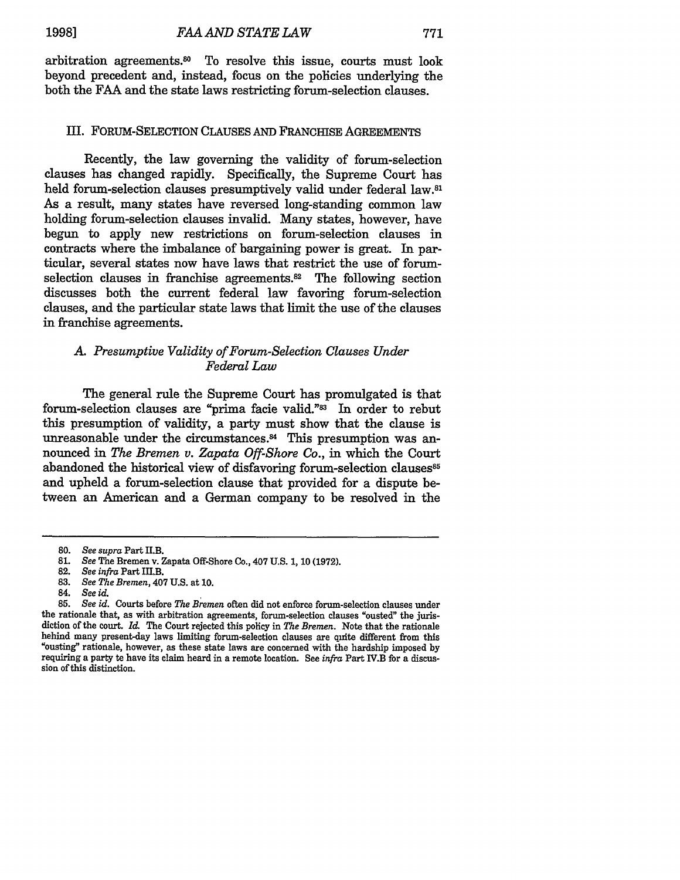arbitration agreements.[80] To resolve this issue, courts must look beyond precedent and, instead, focus on the policies underlying the both the FAA and the state laws restricting forum-selection clauses.

## III. FORUM-SELECTION CLAUSES AND FRANCHISE AGREEMENTS

Recently, the law governing the validity of forum-selection clauses has changed rapidly. Specifically, the Supreme Court has held forum-selection clauses presumptively valid under federal law.[81] As a result, many states have reversed long-standing common law holding forum-selection clauses invalid. Many states, however, have begun to apply new restrictions on forum-selection clauses in contracts where the imbalance of bargaining power is great. In particular, several states now have laws that restrict the use of forum-selection clauses in franchise agreements.[82] The following section discusses both the current federal law favoring forum-selection clauses, and the particular state laws that limit the use of the clauses in franchise agreements.

### *A. Presumptive Validity of Forum-Selection Clauses Under Federal Law*

The general rule the Supreme Court has promulgated is that forum-selection clauses are "prima facie valid."[83] In order to rebut this presumption of validity, a party must show that the clause is unreasonable under the circumstances.[84] This presumption was announced in *The Bremen v. Zapata Off-Shore Co.*, in which the Court abandoned the historical view of disfavoring forum-selection clauses[85] and upheld a forum-selection clause that provided for a dispute between an American and a German company to be resolved in the

---

80. *See supra* Part II.B.

81. *See* The Bremen v. Zapata Off-Shore Co., 407 U.S. 1, 10 (1972).

82. *See infra* Part III.B.

83. *See The Bremen*, 407 U.S. at 10.

84. *See id.*

85. *See id.* Courts before *The Bremen* often did not enforce forum-selection clauses under the rationale that, as with arbitration agreements, forum-selection clauses "ousted" the jurisdiction of the court. *Id.* The Court rejected this policy in *The Bremen*. Note that the rationale behind many present-day laws limiting forum-selection clauses are quite different from this "ousting" rationale, however, as these state laws are concerned with the hardship imposed by requiring a party to have its claim heard in a remote location. See *infra* Part IV.B for a discussion of this distinction.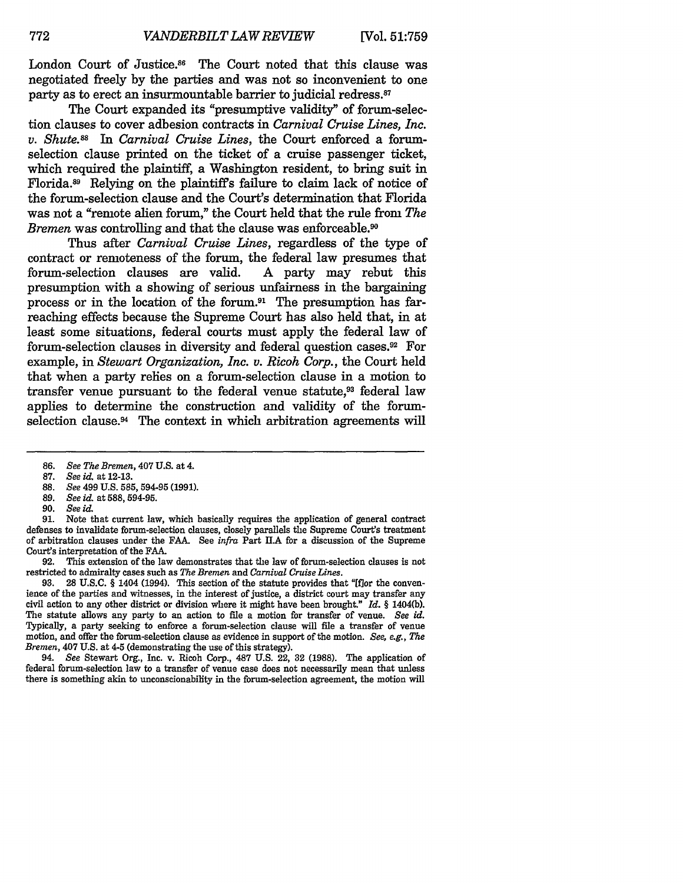London Court of Justice.[86] The Court noted that this clause was negotiated freely by the parties and was not so inconvenient to one party as to erect an insurmountable barrier to judicial redress.[87]

The Court expanded its "presumptive validity" of forum-selection clauses to cover adhesion contracts in *Carnival Cruise Lines, Inc. v. Shute*.[88] In *Carnival Cruise Lines*, the Court enforced a forum-selection clause printed on the ticket of a cruise passenger ticket, which required the plaintiff, a Washington resident, to bring suit in Florida.[89] Relying on the plaintiff's failure to claim lack of notice of the forum-selection clause and the Court's determination that Florida was not a "remote alien forum," the Court held that the rule from *The Bremen* was controlling and that the clause was enforceable.[90]

Thus after *Carnival Cruise Lines*, regardless of the type of contract or remoteness of the forum, the federal law presumes that forum-selection clauses are valid. A party may rebut this presumption with a showing of serious unfairness in the bargaining process or in the location of the forum.[91] The presumption has far-reaching effects because the Supreme Court has also held that, in at least some situations, federal courts must apply the federal law of forum-selection clauses in diversity and federal question cases.[92] For example, in *Stewart Organization, Inc. v. Ricoh Corp.*, the Court held that when a party relies on a forum-selection clause in a motion to transfer venue pursuant to the federal venue statute,[93] federal law applies to determine the construction and validity of the forum-selection clause.[94] The context in which arbitration agreements will

---

86. *See The Bremen*, 407 U.S. at 4.

87. *See id.* at 12-13.

88. *See* 499 U.S. 585, 594-95 (1991).

89. *See id.* at 588, 594-95.

90. *See id.*

91. Note that current law, which basically requires the application of general contract defenses to invalidate forum-selection clauses, closely parallels the Supreme Court's treatment of arbitration clauses under the FAA. See *infra* Part II.A for a discussion of the Supreme Court's interpretation of the FAA.

92. This extension of the law demonstrates that the law of forum-selection clauses is not restricted to admiralty cases such as *The Bremen* and *Carnival Cruise Lines*.

93. 28 U.S.C. § 1404 (1994). This section of the statute provides that "[f]or the convenience of the parties and witnesses, in the interest of justice, a district court may transfer any civil action to any other district or division where it might have been brought." *Id.* § 1404(b). The statute allows any party to an action to file a motion for transfer of venue. *See id.* Typically, a party seeking to enforce a forum-selection clause will file a transfer of venue motion, and offer the forum-selection clause as evidence in support of the motion. *See, e.g., The Bremen*, 407 U.S. at 4-5 (demonstrating the use of this strategy).

94. *See* Stewart Org., Inc. v. Ricoh Corp., 487 U.S. 22, 32 (1988). The application of federal forum-selection law to a transfer of venue case does not necessarily mean that unless there is something akin to unconscionability in the forum-selection agreement, the motion will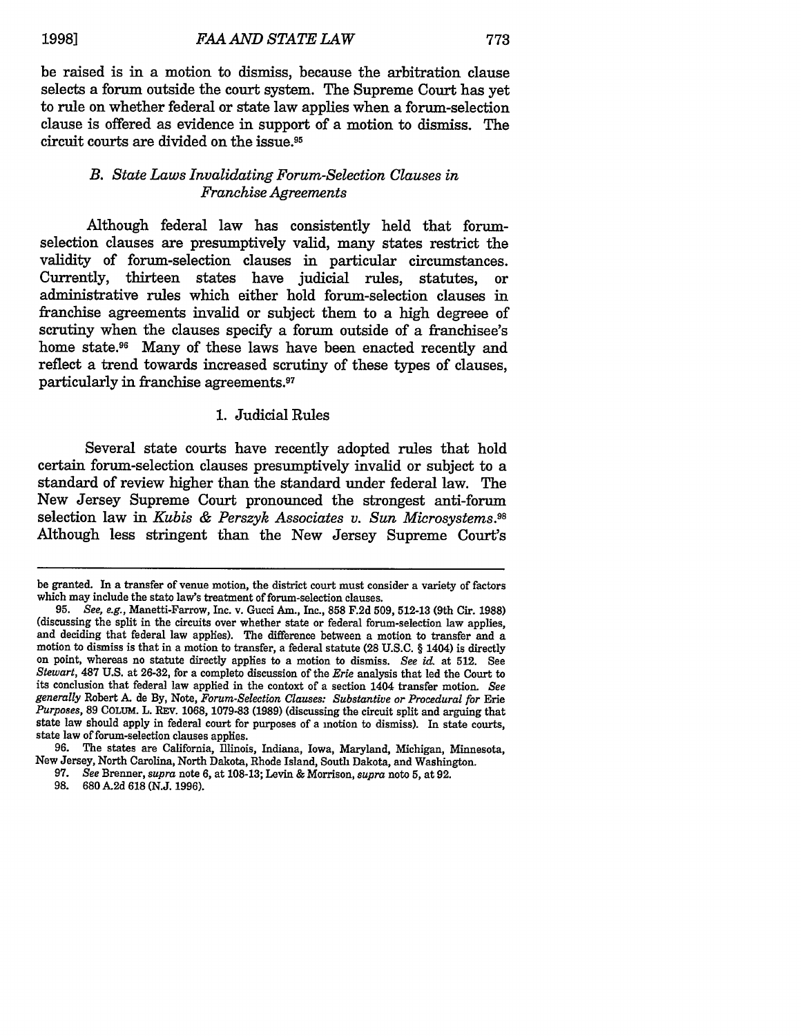be raised is in a motion to dismiss, because the arbitration clause selects a forum outside the court system. The Supreme Court has yet to rule on whether federal or state law applies when a forum-selection clause is offered as evidence in support of a motion to dismiss. The circuit courts are divided on the issue.[95]

### *B. State Laws Invalidating Forum-Selection Clauses in Franchise Agreements*

Although federal law has consistently held that forum-selection clauses are presumptively valid, many states restrict the validity of forum-selection clauses in particular circumstances. Currently, thirteen states have judicial rules, statutes, or administrative rules which either hold forum-selection clauses in franchise agreements invalid or subject them to a high degreee of scrutiny when the clauses specify a forum outside of a franchisee's home state.[96] Many of these laws have been enacted recently and reflect a trend towards increased scrutiny of these types of clauses, particularly in franchise agreements.[97]

#### 1. Judicial Rules

Several state courts have recently adopted rules that hold certain forum-selection clauses presumptively invalid or subject to a standard of review higher than the standard under federal law. The New Jersey Supreme Court pronounced the strongest anti-forum selection law in *Kubis & Perszyk Associates v. Sun Microsystems*.[98] Although less stringent than the New Jersey Supreme Court's

---

be granted. In a transfer of venue motion, the district court must consider a variety of factors which may include the stato law's treatment of forum-selection clauses.

95. *See, e.g.*, Manetti-Farrow, Inc. v. Gucci Am., Inc., 858 F.2d 509, 512-13 (9th Cir. 1988) (discussing the split in the circuits over whether state or federal forum-selection law applies, and deciding that federal law applies). The difference between a motion to transfer and a motion to dismiss is that in a motion to transfer, a federal statute (28 U.S.C. § 1404) is directly on point, whereas no statute directly applies to a motion to dismiss. *See id.* at 512. See *Stewart*, 487 U.S. at 26-32, for a completo discussion of the *Erie* analysis that led the Court to its conclusion that federal law applied in the contoxt of a section 1404 transfer motion. *See generally* Robert A. de By, Note, *Forum-Selection Clauses: Substantive or Procedural for* Erie *Purposes*, 89 COLUM. L. REV. 1068, 1079-83 (1989) (discussing the circuit split and arguing that state law should apply in federal court for purposes of a motion to dismiss). In state courts, state law of forum-selection clauses applies.

96. The states are California, Illinois, Indiana, Iowa, Maryland, Michigan, Minnesota, New Jersey, North Carolina, North Dakota, Rhode Island, South Dakota, and Washington.

97. *See* Brenner, *supra* note 6, at 108-13; Levin & Morrison, *supra* noto 5, at 92.

98. 680 A.2d 618 (N.J. 1996).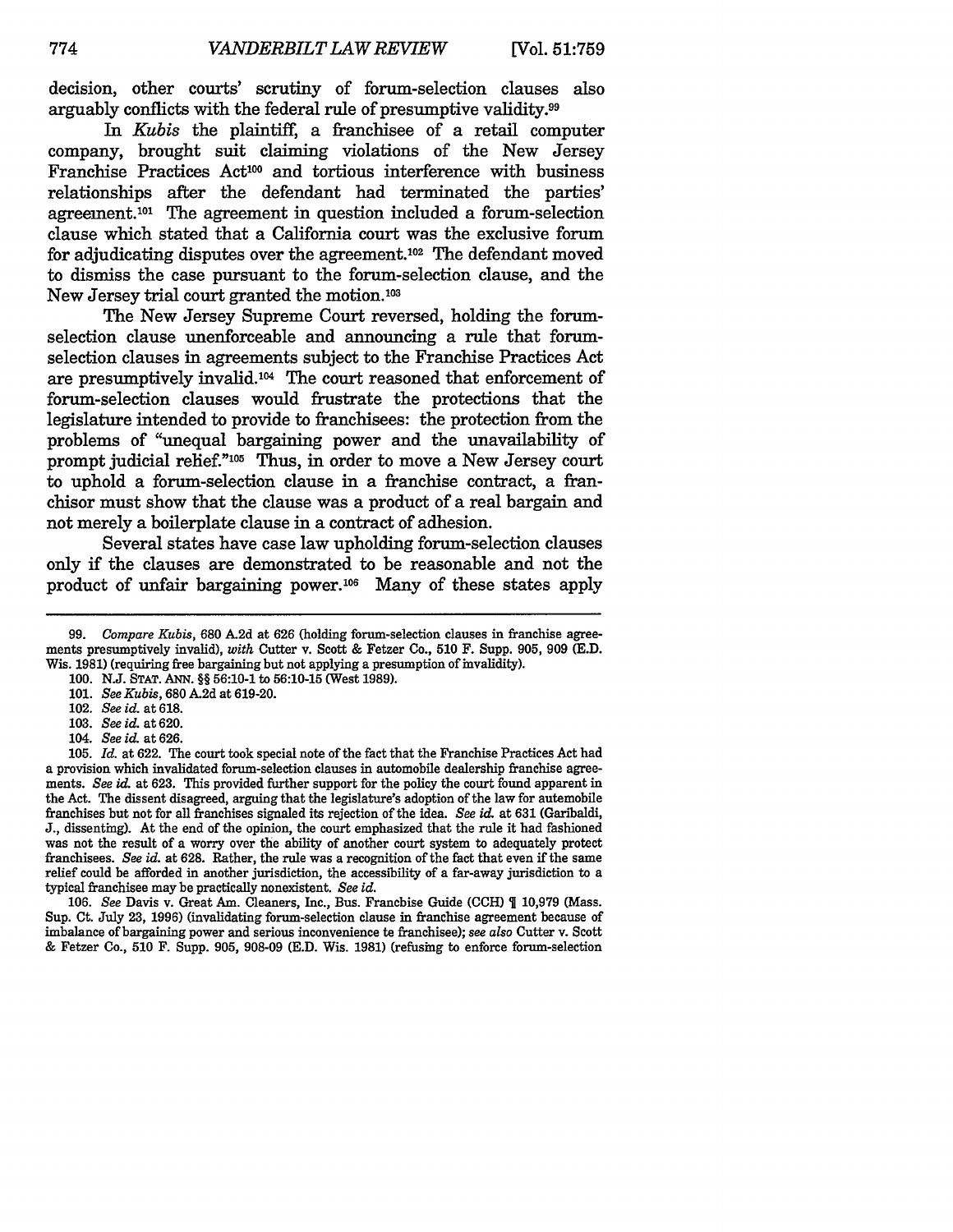decision, other courts' scrutiny of forum-selection clauses also arguably conflicts with the federal rule of presumptive validity.[99]

In *Kubis* the plaintiff, a franchisee of a retail computer company, brought suit claiming violations of the New Jersey Franchise Practices Act[100] and tortious interference with business relationships after the defendant had terminated the parties' agreement.[101] The agreement in question included a forum-selection clause which stated that a California court was the exclusive forum for adjudicating disputes over the agreement.[102] The defendant moved to dismiss the case pursuant to the forum-selection clause, and the New Jersey trial court granted the motion.[103]

The New Jersey Supreme Court reversed, holding the forum-selection clause unenforceable and announcing a rule that forum-selection clauses in agreements subject to the Franchise Practices Act are presumptively invalid.[104] The court reasoned that enforcement of forum-selection clauses would frustrate the protections that the legislature intended to provide to franchisees: the protection from the problems of "unequal bargaining power and the unavailability of prompt judicial relief."[105] Thus, in order to move a New Jersey court to uphold a forum-selection clause in a franchise contract, a franchisor must show that the clause was a product of a real bargain and not merely a boilerplate clause in a contract of adhesion.

Several states have case law upholding forum-selection clauses only if the clauses are demonstrated to be reasonable and not the product of unfair bargaining power.[106] Many of these states apply

---

99. *Compare Kubis*, 680 A.2d at 626 (holding forum-selection clauses in franchise agreements presumptively invalid), *with* Cutter v. Scott & Fetzer Co., 510 F. Supp. 905, 909 (E.D. Wis. 1981) (requiring free bargaining but not applying a presumption of invalidity).

100. N.J. STAT. ANN. §§ 56:10-1 to 56:10-15 (West 1989).

101. *See Kubis*, 680 A.2d at 619-20.

102. *See id.* at 618.

103. *See id.* at 620.

104. *See id.* at 626.

105. *Id.* at 622. The court took special note of the fact that the Franchise Practices Act had a provision which invalidated forum-selection clauses in automobile dealership franchise agreements. *See id.* at 623. This provided further support for the policy the court found apparent in the Act. The dissent disagreed, arguing that the legislature's adoption of the law for automobile franchises but not for all franchises signaled its rejection of the idea. *See id.* at 631 (Garibaldi, J., dissenting). At the end of the opinion, the court emphasized that the rule it had fashioned was not the result of a worry over the ability of another court system to adequately protect franchisees. *See id.* at 628. Rather, the rule was a recognition of the fact that even if the same relief could be afforded in another jurisdiction, the accessibility of a far-away jurisdiction to a typical franchisee may be practically nonexistent. *See id.*

106. *See* Davis v. Great Am. Cleaners, Inc., Bus. Franchise Guide (CCH) ¶ 10,979 (Mass. Sup. Ct. July 23, 1996) (invalidating forum-selection clause in franchise agreement because of imbalance of bargaining power and serious inconvenience to franchisee); *see also* Cutter v. Scott & Fetzer Co., 510 F. Supp. 905, 908-09 (E.D. Wis. 1981) (refusing to enforce forum-selection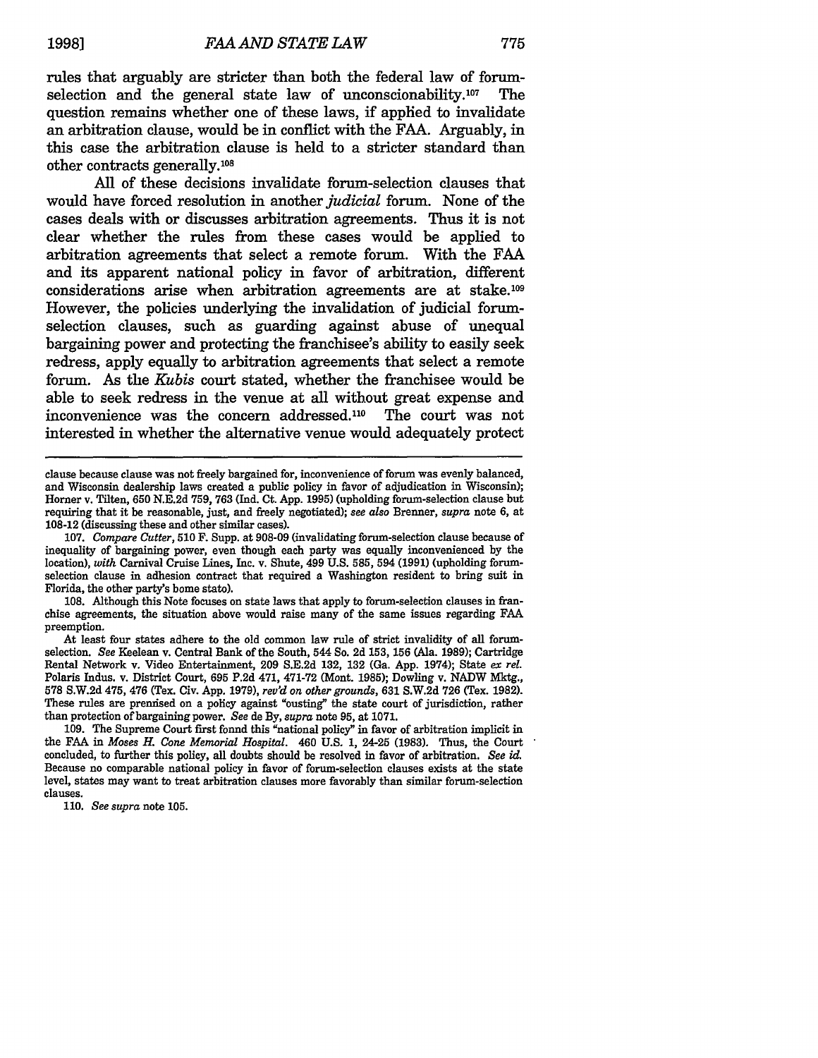rules that arguably are stricter than both the federal law of forum-selection and the general state law of unconscionability.[107] The question remains whether one of these laws, if applied to invalidate an arbitration clause, would be in conflict with the FAA. Arguably, in this case the arbitration clause is held to a stricter standard than other contracts generally.[108]

All of these decisions invalidate forum-selection clauses that would have forced resolution in another *judicial* forum. None of the cases deals with or discusses arbitration agreements. Thus it is not clear whether the rules from these cases would be applied to arbitration agreements that select a remote forum. With the FAA and its apparent national policy in favor of arbitration, different considerations arise when arbitration agreements are at stake.[109] However, the policies underlying the invalidation of judicial forum-selection clauses, such as guarding against abuse of unequal bargaining power and protecting the franchisee's ability to easily seek redress, apply equally to arbitration agreements that select a remote forum. As the *Kubis* court stated, whether the franchisee would be able to seek redress in the venue at all without great expense and inconvenience was the concern addressed.[110] The court was not interested in whether the alternative venue would adequately protect

---

clause because clause was not freely bargained for, inconvenience of forum was evenly balanced, and Wisconsin dealership laws created a public policy in favor of adjudication in Wisconsin); Horner v. Tilten, 650 N.E.2d 759, 763 (Ind. Ct. App. 1995) (upholding forum-selection clause but requiring that it be reasonable, just, and freely negotiated); *see also* Brenner, *supra* note 6, at 108-12 (discussing these and other similar cases).

107. *Compare Cutter*, 510 F. Supp. at 908-09 (invalidating forum-selection clause because of inequality of bargaining power, even though each party was equally inconvenienced by the location), *with* Carnival Cruise Lines, Inc. v. Shute, 499 U.S. 585, 594 (1991) (upholding forum-selection clause in adhesion contract that required a Washington resident to bring suit in Florida, the other party's home state).

108. Although this Note focuses on state laws that apply to forum-selection clauses in franchise agreements, the situation above would raise many of the same issues regarding FAA preemption.

At least four states adhere to the old common law rule of strict invalidity of all forum-selection. *See* Keelean v. Central Bank of the South, 544 So. 2d 153, 156 (Ala. 1989); Cartridge Rental Network v. Video Entertainment, 209 S.E.2d 132, 132 (Ga. App. 1974); State *ex rel.* Polaris Indus. v. District Court, 695 P.2d 471, 471-72 (Mont. 1985); Dowling v. NADW Mktg., 578 S.W.2d 475, 476 (Tex. Civ. App. 1979), *rev'd on other grounds*, 631 S.W.2d 726 (Tex. 1982). These rules are premised on a policy against "ousting" the state court of jurisdiction, rather than protection of bargaining power. *See* de By, *supra* note 95, at 1071.

109. The Supreme Court first found this "national policy" in favor of arbitration implicit in the FAA in *Moses H. Cone Memorial Hospital*. 460 U.S. 1, 24-25 (1983). Thus, the Court concluded, to further this policy, all doubts should be resolved in favor of arbitration. *See id.* Because no comparable national policy in favor of forum-selection clauses exists at the state level, states may want to treat arbitration clauses more favorably than similar forum-selection clauses.

110. *See supra* note 105.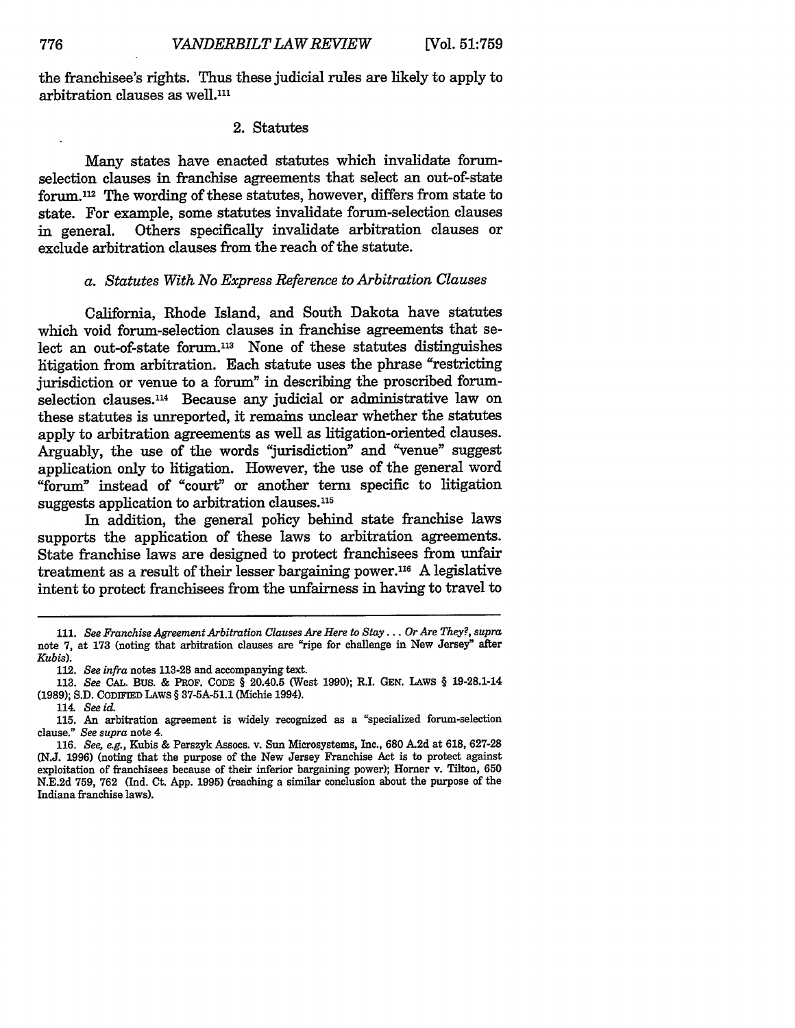the franchisee's rights. Thus these judicial rules are likely to apply to arbitration clauses as well.[111]

### 2. Statutes

Many states have enacted statutes which invalidate forum-selection clauses in franchise agreements that select an out-of-state forum.[112] The wording of these statutes, however, differs from state to state. For example, some statutes invalidate forum-selection clauses in general. Others specifically invalidate arbitration clauses or exclude arbitration clauses from the reach of the statute.

#### *a. Statutes With No Express Reference to Arbitration Clauses*

California, Rhode Island, and South Dakota have statutes which void forum-selection clauses in franchise agreements that select an out-of-state forum.[113] None of these statutes distinguishes litigation from arbitration. Each statute uses the phrase "restricting jurisdiction or venue to a forum" in describing the proscribed forum-selection clauses.[114] Because any judicial or administrative law on these statutes is unreported, it remains unclear whether the statutes apply to arbitration agreements as well as litigation-oriented clauses. Arguably, the use of the words "jurisdiction" and "venue" suggest application only to litigation. However, the use of the general word "forum" instead of "court" or another term specific to litigation suggests application to arbitration clauses.[115]

In addition, the general policy behind state franchise laws supports the application of these laws to arbitration agreements. State franchise laws are designed to protect franchisees from unfair treatment as a result of their lesser bargaining power.[116] A legislative intent to protect franchisees from the unfairness in having to travel to

---

111. *See Franchise Agreement Arbitration Clauses Are Here to Stay . . . Or Are They?*, *supra* note 7, at 173 (noting that arbitration clauses are "ripe for challenge in New Jersey" after *Kubis*).

112. *See infra* notes 113-28 and accompanying text.

113. *See* CAL. BUS. & PROF. CODE § 20.40.5 (West 1990); R.I. GEN. LAWS § 19-28.1-14 (1989); S.D. CODIFIED LAWS § 37-5A-51.1 (Michie 1994).

114. *See id.*

115. An arbitration agreement is widely recognized as a "specialized forum-selection clause." *See supra* note 4.

116. *See, e.g.*, Kubis & Perszyk Assocs. v. Sun Microsystems, Inc., 680 A.2d at 618, 627-28 (N.J. 1996) (noting that the purpose of the New Jersey Franchise Act is to protect against exploitation of franchisees because of their inferior bargaining power); Horner v. Tilton, 650 N.E.2d 759, 762 (Ind. Ct. App. 1995) (reaching a similar conclusion about the purpose of the Indiana franchise laws).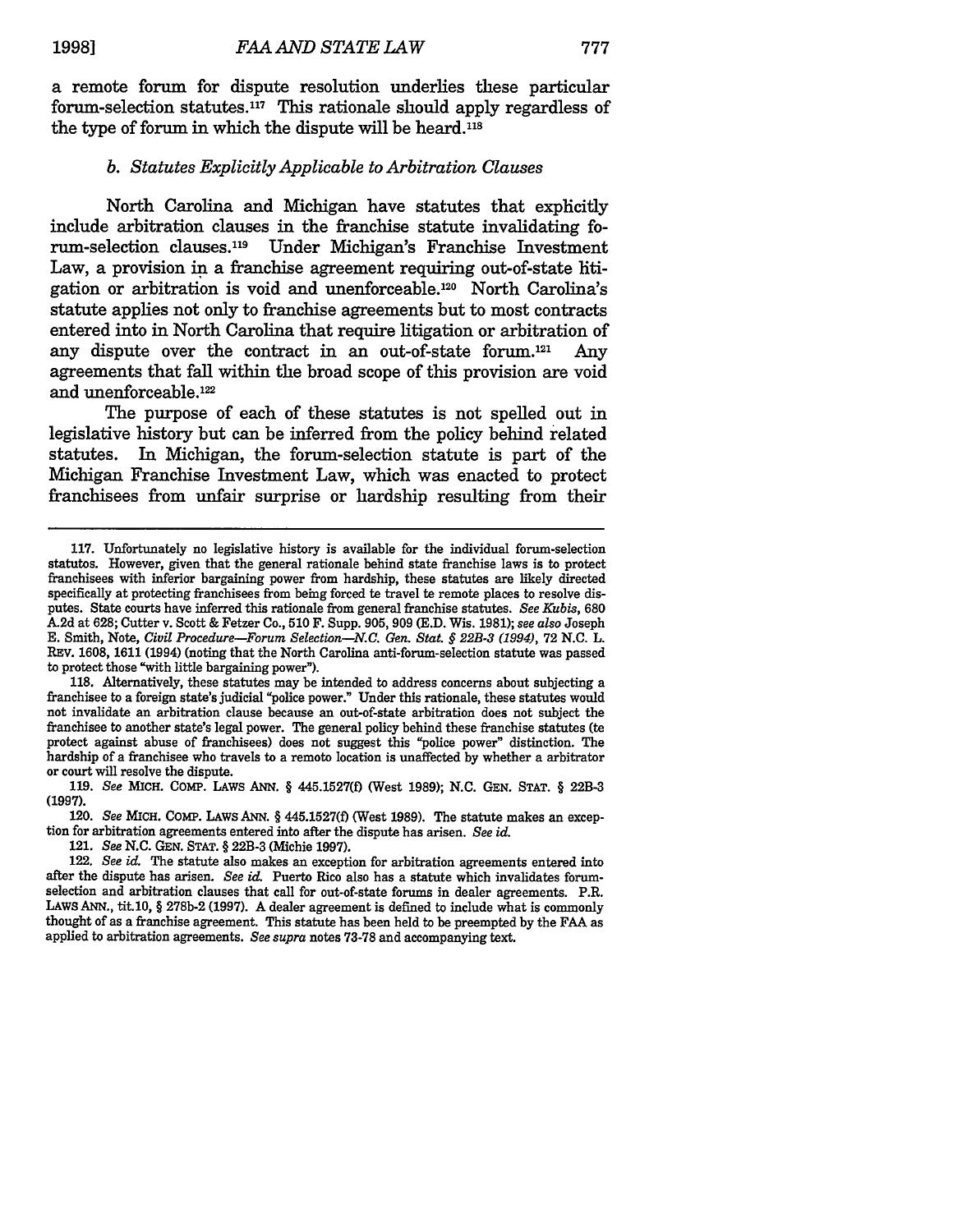a remote forum for dispute resolution underlies these particular forum-selection statutes.[117] This rationale should apply regardless of the type of forum in which the dispute will be heard.[118]

### *b. Statutes Explicitly Applicable to Arbitration Clauses*

North Carolina and Michigan have statutes that explicitly include arbitration clauses in the franchise statute invalidating forum-selection clauses.[119] Under Michigan's Franchise Investment Law, a provision in a franchise agreement requiring out-of-state litigation or arbitration is void and unenforceable.[120] North Carolina's statute applies not only to franchise agreements but to most contracts entered into in North Carolina that require litigation or arbitration of any dispute over the contract in an out-of-state forum.[121] Any agreements that fall within the broad scope of this provision are void and unenforceable.[122]

The purpose of each of these statutes is not spelled out in legislative history but can be inferred from the policy behind related statutes. In Michigan, the forum-selection statute is part of the Michigan Franchise Investment Law, which was enacted to protect franchisees from unfair surprise or hardship resulting from their

---

117. Unfortunately no legislative history is available for the individual forum-selection statutes. However, given that the general rationale behind state franchise laws is to protect franchisees with inferior bargaining power from hardship, these statutes are likely directed specifically at protecting franchisees from being forced to travel to remote places to resolve disputes. State courts have inferred this rationale from general franchise statutes. *See Kubis*, 680 A.2d at 628; Cutter v. Scott & Fetzer Co., 510 F. Supp. 905, 909 (E.D. Wis. 1981); *see also* Joseph E. Smith, Note, *Civil Procedure—Forum Selection—N.C. Gen. Stat. § 22B-3 (1994)*, 72 N.C. L. REV. 1608, 1611 (1994) (noting that the North Carolina anti-forum-selection statute was passed to protect those "with little bargaining power").

118. Alternatively, these statutes may be intended to address concerns about subjecting a franchisee to a foreign state's judicial "police power." Under this rationale, these statutes would not invalidate an arbitration clause because an out-of-state arbitration does not subject the franchisee to another state's legal power. The general policy behind these franchise statutes (to protect against abuse of franchisees) does not suggest this "police power" distinction. The hardship of a franchisee who travels to a remote location is unaffected by whether a arbitrator or court will resolve the dispute.

119. *See* MICH. COMP. LAWS ANN. § 445.1527(f) (West 1989); N.C. GEN. STAT. § 22B-3 (1997).

120. *See* MICH. COMP. LAWS ANN. § 445.1527(f) (West 1989). The statute makes an exception for arbitration agreements entered into after the dispute has arisen. *See id.*

121. *See* N.C. GEN. STAT. § 22B-3 (Michie 1997).

122. *See id.* The statute also makes an exception for arbitration agreements entered into after the dispute has arisen. *See id.* Puerto Rico also has a statute which invalidates forum-selection and arbitration clauses that call for out-of-state forums in dealer agreements. P.R. LAWS ANN., tit.10, § 278b-2 (1997). A dealer agreement is defined to include what is commonly thought of as a franchise agreement. This statute has been held to be preempted by the FAA as applied to arbitration agreements. *See supra* notes 73-78 and accompanying text.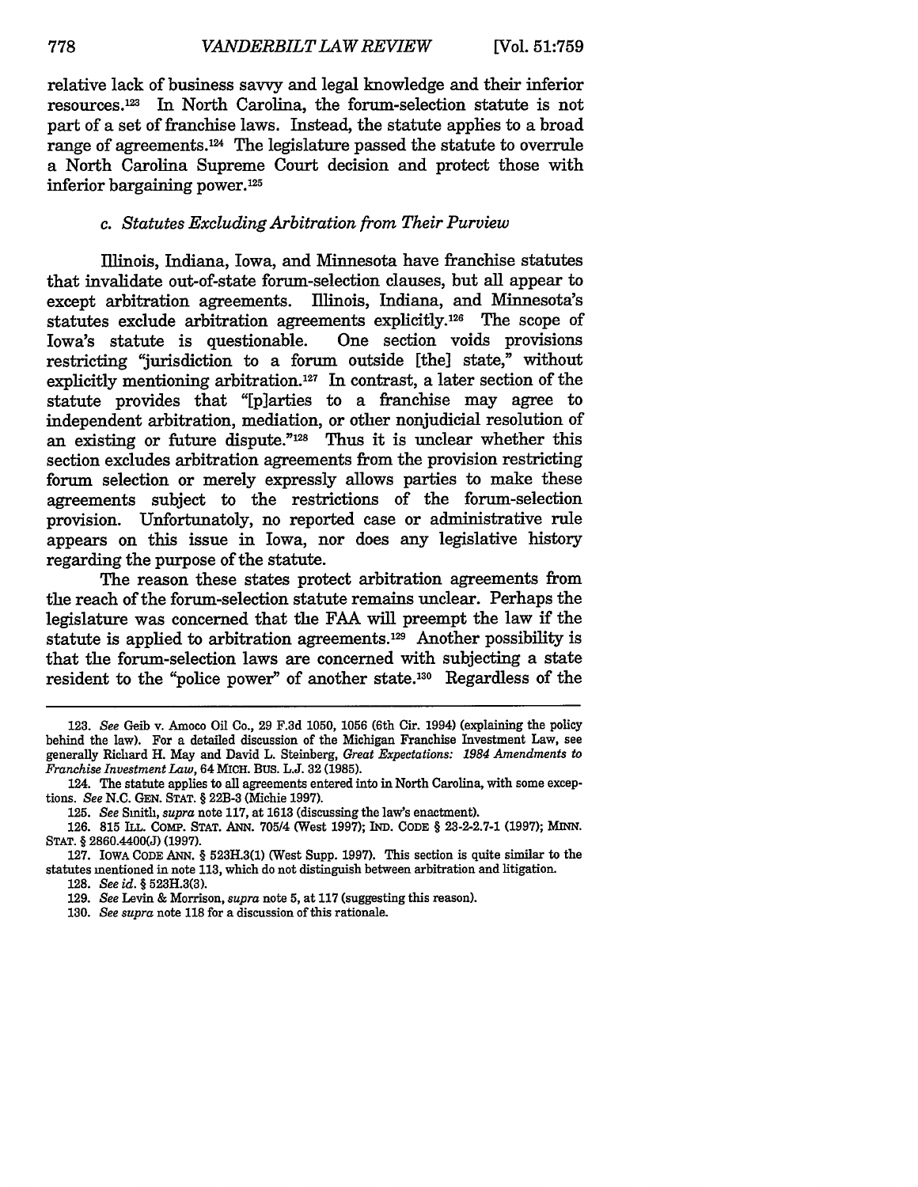relative lack of business savvy and legal knowledge and their inferior resources.[123] In North Carolina, the forum-selection statute is not part of a set of franchise laws. Instead, the statute applies to a broad range of agreements.[124] The legislature passed the statute to overrule a North Carolina Supreme Court decision and protect those with inferior bargaining power.[125]

### c. *Statutes Excluding Arbitration from Their Purview*

Illinois, Indiana, Iowa, and Minnesota have franchise statutes that invalidate out-of-state forum-selection clauses, but all appear to except arbitration agreements. Illinois, Indiana, and Minnesota's statutes exclude arbitration agreements explicitly.[126] The scope of Iowa's statute is questionable. One section voids provisions restricting "jurisdiction to a forum outside [the] state," without explicitly mentioning arbitration.[127] In contrast, a later section of the statute provides that "[p]arties to a franchise may agree to independent arbitration, mediation, or other nonjudicial resolution of an existing or future dispute."[128] Thus it is unclear whether this section excludes arbitration agreements from the provision restricting forum selection or merely expressly allows parties to make these agreements subject to the restrictions of the forum-selection provision. Unfortunatoly, no reported case or administrative rule appears on this issue in Iowa, nor does any legislative history regarding the purpose of the statute.

The reason these states protect arbitration agreements from the reach of the forum-selection statute remains unclear. Perhaps the legislature was concerned that the FAA will preempt the law if the statute is applied to arbitration agreements.[129] Another possibility is that the forum-selection laws are concerned with subjecting a state resident to the "police power" of another state.[130] Regardless of the

---

123. *See* Geib v. Amoco Oil Co., 29 F.3d 1050, 1056 (6th Cir. 1994) (explaining the policy behind the law). For a detailed discussion of the Michigan Franchise Investment Law, see generally Richard H. May and David L. Steinberg, *Great Expectations: 1984 Amendments to Franchise Investment Law*, 64 MICH. BUS. L.J. 32 (1985).

124. The statute applies to all agreements entered into in North Carolina, with some exceptions. *See* N.C. GEN. STAT. § 22B-3 (Michie 1997).

125. *See* Smith, *supra* note 117, at 1613 (discussing the law's enactment).

126. 815 ILL. COMP. STAT. ANN. 705/4 (West 1997); IND. CODE § 23-2-2.7-1 (1997); MINN. STAT. § 2860.4400(J) (1997).

127. IOWA CODE ANN. § 523H.3(1) (West Supp. 1997). This section is quite similar to the statutes mentioned in note 113, which do not distinguish between arbitration and litigation.

128. *See id.* § 523H.3(3).

129. *See* Levin & Morrison, *supra* note 5, at 117 (suggesting this reason).

130. *See supra* note 118 for a discussion of this rationale.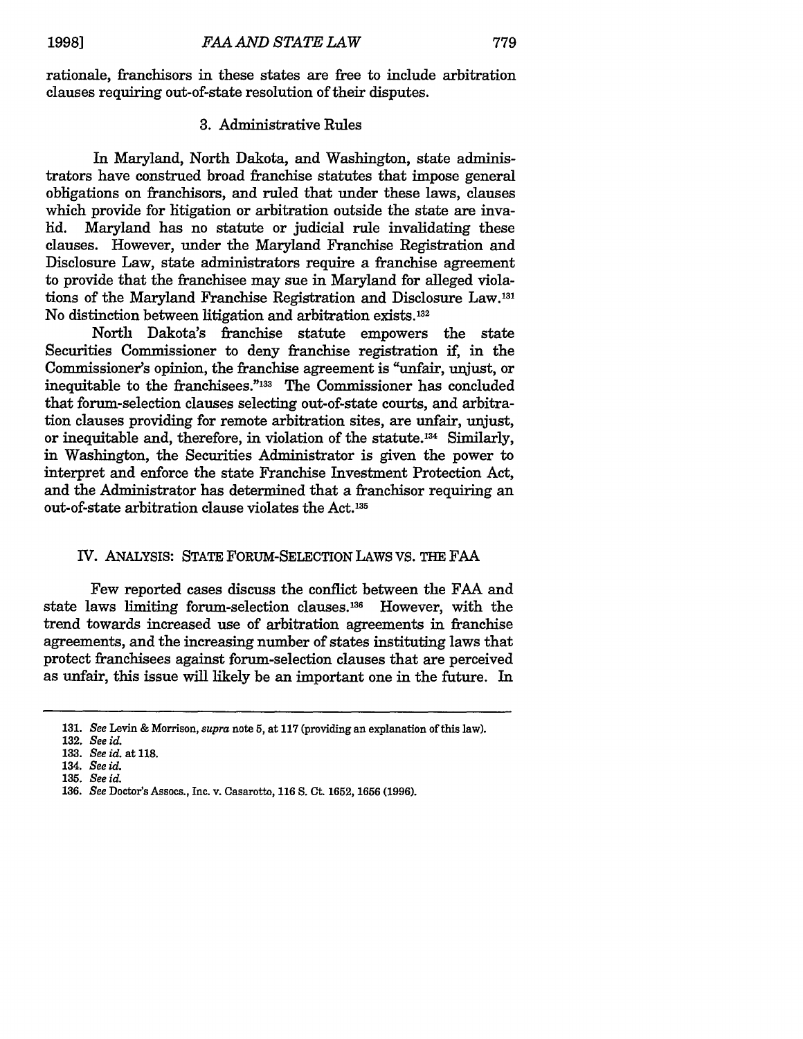rationale, franchisors in these states are free to include arbitration clauses requiring out-of-state resolution of their disputes.

### 3. Administrative Rules

In Maryland, North Dakota, and Washington, state administrators have construed broad franchise statutes that impose general obligations on franchisors, and ruled that under these laws, clauses which provide for litigation or arbitration outside the state are invalid. Maryland has no statute or judicial rule invalidating these clauses. However, under the Maryland Franchise Registration and Disclosure Law, state administrators require a franchise agreement to provide that the franchisee may sue in Maryland for alleged violations of the Maryland Franchise Registration and Disclosure Law.[131] No distinction between litigation and arbitration exists.[132]

North Dakota's franchise statute empowers the state Securities Commissioner to deny franchise registration if, in the Commissioner's opinion, the franchise agreement is "unfair, unjust, or inequitable to the franchisees."[133] The Commissioner has concluded that forum-selection clauses selecting out-of-state courts, and arbitration clauses providing for remote arbitration sites, are unfair, unjust, or inequitable and, therefore, in violation of the statute.[134] Similarly, in Washington, the Securities Administrator is given the power to interpret and enforce the state Franchise Investment Protection Act, and the Administrator has determined that a franchisor requiring an out-of-state arbitration clause violates the Act.[135]

## IV. ANALYSIS: STATE FORUM-SELECTION LAWS VS. THE FAA

Few reported cases discuss the conflict between the FAA and state laws limiting forum-selection clauses.[136] However, with the trend towards increased use of arbitration agreements in franchise agreements, and the increasing number of states instituting laws that protect franchisees against forum-selection clauses that are perceived as unfair, this issue will likely be an important one in the future. In

---

131. *See* Levin & Morrison, *supra* note 5, at 117 (providing an explanation of this law).

132. *See id.*

133. *See id.* at 118.

134. *See id.*

135. *See id.*

136. *See* Doctor's Assocs., Inc. v. Casarotto, 116 S. Ct. 1652, 1656 (1996).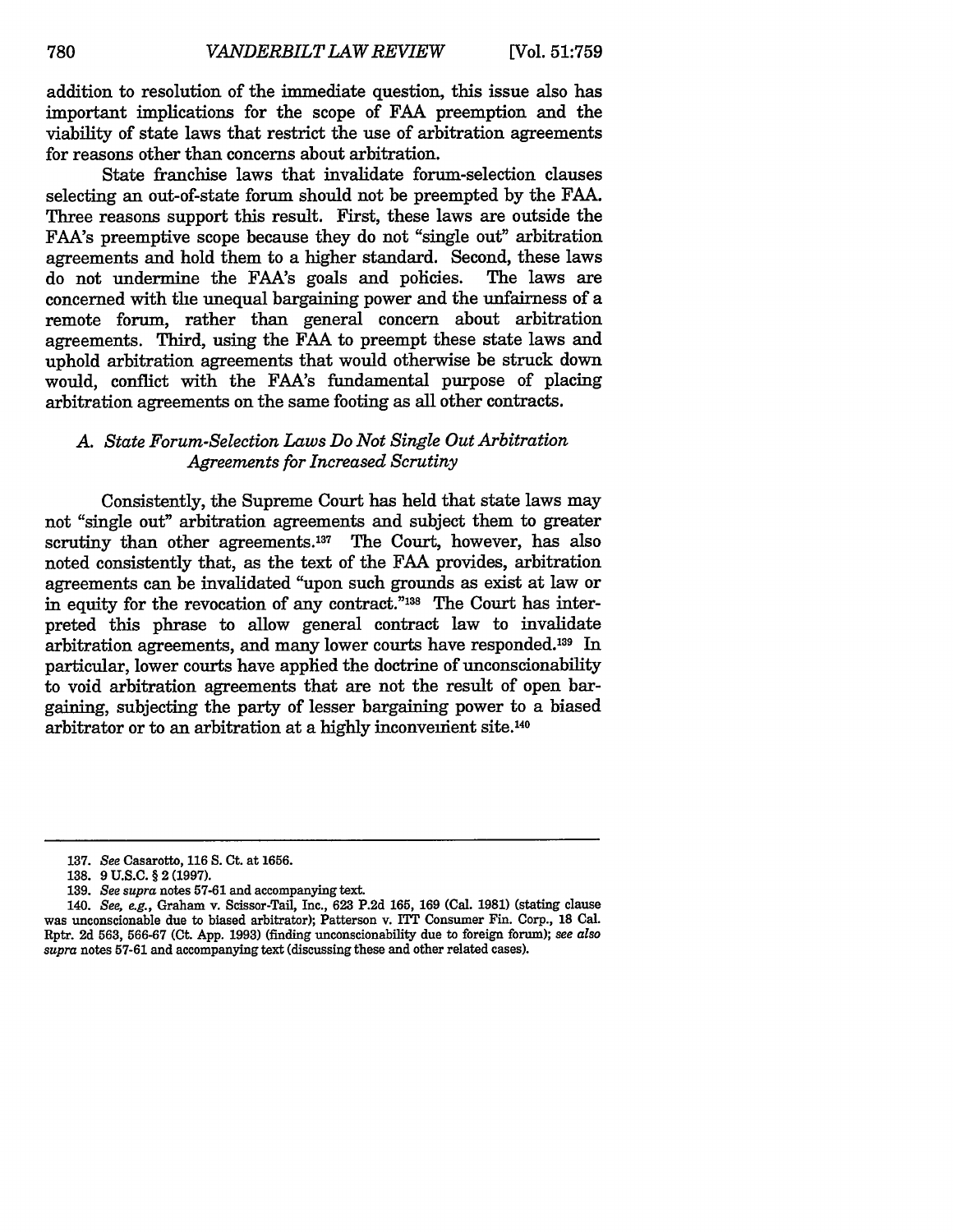addition to resolution of the immediate question, this issue also has important implications for the scope of FAA preemption and the viability of state laws that restrict the use of arbitration agreements for reasons other than concerns about arbitration.

State franchise laws that invalidate forum-selection clauses selecting an out-of-state forum should not be preempted by the FAA. Three reasons support this result. First, these laws are outside the FAA's preemptive scope because they do not "single out" arbitration agreements and hold them to a higher standard. Second, these laws do not undermine the FAA's goals and policies. The laws are concerned with the unequal bargaining power and the unfairness of a remote forum, rather than general concern about arbitration agreements. Third, using the FAA to preempt these state laws and uphold arbitration agreements that would otherwise be struck down would, conflict with the FAA's fundamental purpose of placing arbitration agreements on the same footing as all other contracts.

### A. *State Forum-Selection Laws Do Not Single Out Arbitration Agreements for Increased Scrutiny*

Consistently, the Supreme Court has held that state laws may not "single out" arbitration agreements and subject them to greater scrutiny than other agreements.[137] The Court, however, has also noted consistently that, as the text of the FAA provides, arbitration agreements can be invalidated "upon such grounds as exist at law or in equity for the revocation of any contract."[138] The Court has interpreted this phrase to allow general contract law to invalidate arbitration agreements, and many lower courts have responded.[139] In particular, lower courts have applied the doctrine of unconscionability to void arbitration agreements that are not the result of open bargaining, subjecting the party of lesser bargaining power to a biased arbitrator or to an arbitration at a highly inconvenient site.[140]

---

137. *See* Casarotto, 116 S. Ct. at 1656.

138. 9 U.S.C. § 2 (1997).

139. *See supra* notes 57-61 and accompanying text.

140. *See, e.g.*, Graham v. Scissor-Tail, Inc., 623 P.2d 165, 169 (Cal. 1981) (stating clause was unconscionable due to biased arbitrator); Patterson v. ITT Consumer Fin. Corp., 18 Cal. Rptr. 2d 563, 566-67 (Ct. App. 1993) (finding unconscionability due to foreign forum); *see also supra* notes 57-61 and accompanying text (discussing these and other related cases).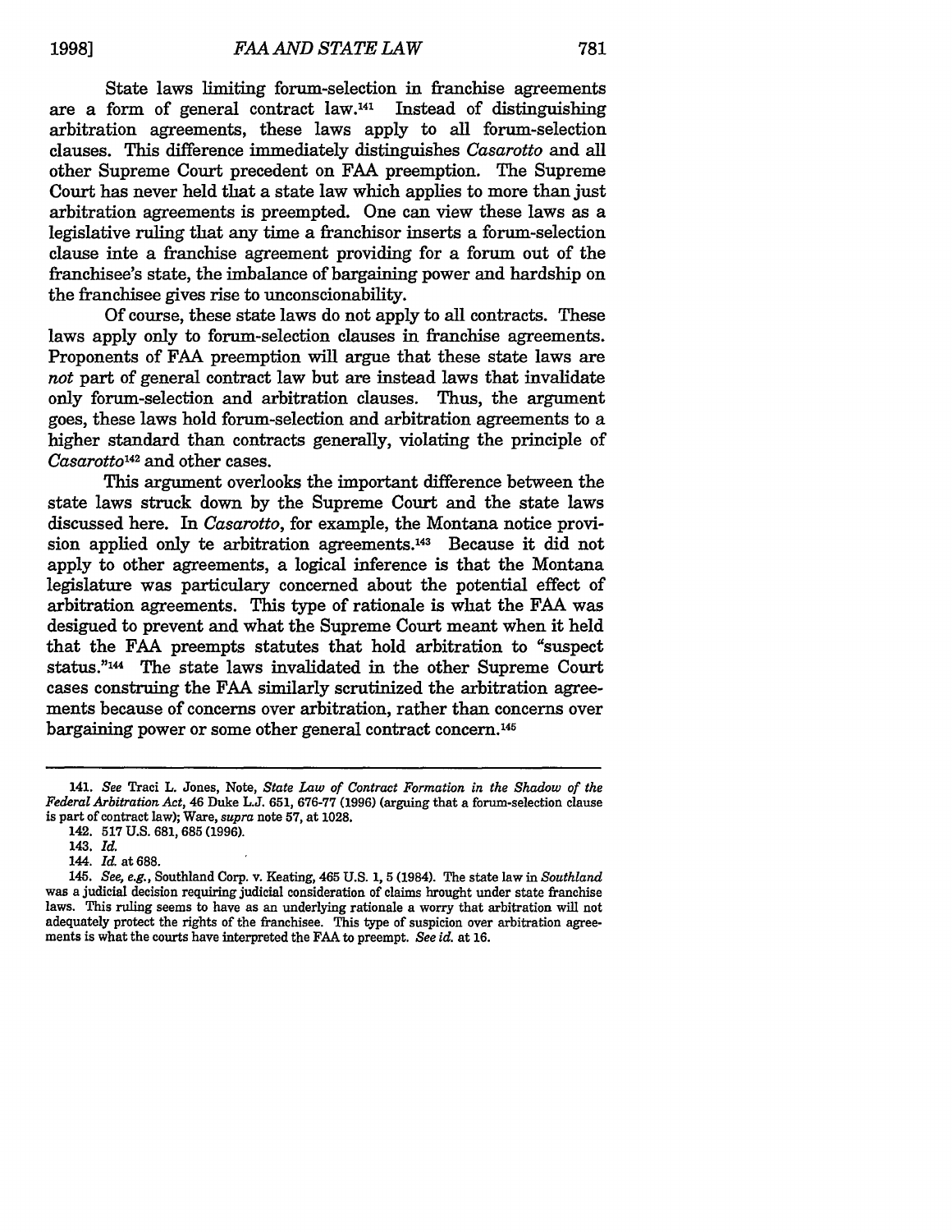State laws limiting forum-selection in franchise agreements are a form of general contract law.[141] Instead of distinguishing arbitration agreements, these laws apply to all forum-selection clauses. This difference immediately distinguishes *Casarotto* and all other Supreme Court precedent on FAA preemption. The Supreme Court has never held that a state law which applies to more than just arbitration agreements is preempted. One can view these laws as a legislative ruling that any time a franchisor inserts a forum-selection clause inte a franchise agreement providing for a forum out of the franchisee's state, the imbalance of bargaining power and hardship on the franchisee gives rise to unconscionability.

Of course, these state laws do not apply to all contracts. These laws apply only to forum-selection clauses in franchise agreements. Proponents of FAA preemption will argue that these state laws are *not* part of general contract law but are instead laws that invalidate only forum-selection and arbitration clauses. Thus, the argument goes, these laws hold forum-selection and arbitration agreements to a higher standard than contracts generally, violating the principle of *Casarotto*[142] and other cases.

This argument overlooks the important difference between the state laws struck down by the Supreme Court and the state laws discussed here. In *Casarotto*, for example, the Montana notice provision applied only te arbitration agreements.[143] Because it did not apply to other agreements, a logical inference is that the Montana legislature was particulary concerned about the potential effect of arbitration agreements. This type of rationale is what the FAA was desigued to prevent and what the Supreme Court meant when it held that the FAA preempts statutes that hold arbitration to "suspect status."[144] The state laws invalidated in the other Supreme Court cases construing the FAA similarly scrutinized the arbitration agreements because of concerns over arbitration, rather than concerns over bargaining power or some other general contract concern.[145]

---

141. *See* Traci L. Jones, Note, *State Law of Contract Formation in the Shadow of the Federal Arbitration Act*, 46 Duke L.J. 651, 676-77 (1996) (arguing that a forum-selection clause is part of contract law); Ware, *supra* note 57, at 1028.

142. 517 U.S. 681, 685 (1996).

143. *Id.*

144. *Id.* at 688.

145. *See, e.g.*, Southland Corp. v. Keating, 465 U.S. 1, 5 (1984). The state law in *Southland* was a judicial decision requiring judicial consideration of claims brought under state franchise laws. This ruling seems to have as an underlying rationale a worry that arbitration will not adequately protect the rights of the franchisee. This type of suspicion over arbitration agreements is what the courts have interpreted the FAA to preempt. *See id.* at 16.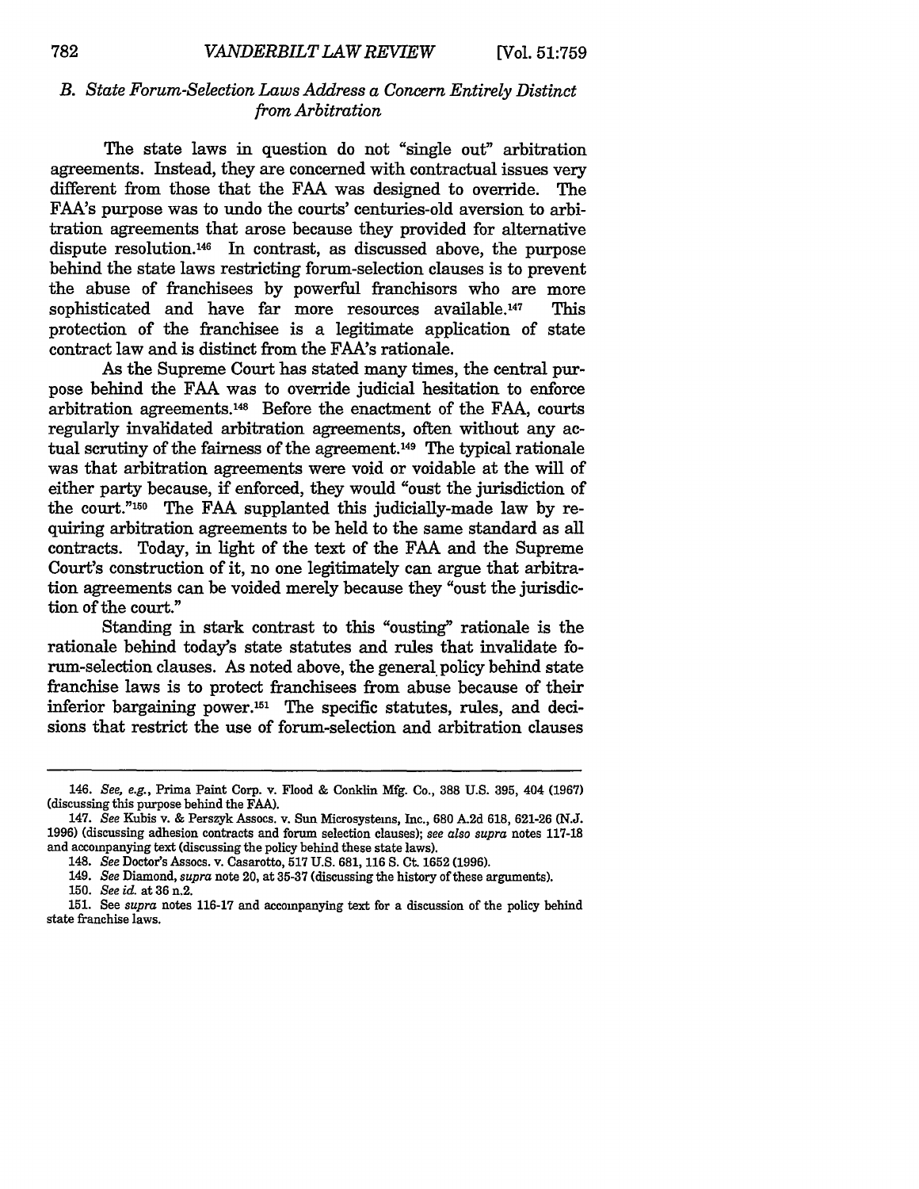### *B. State Forum-Selection Laws Address a Concern Entirely Distinct from Arbitration*

The state laws in question do not "single out" arbitration agreements. Instead, they are concerned with contractual issues very different from those that the FAA was designed to override. The FAA's purpose was to undo the courts' centuries-old aversion to arbitration agreements that arose because they provided for alternative dispute resolution.[146] In contrast, as discussed above, the purpose behind the state laws restricting forum-selection clauses is to prevent the abuse of franchisees by powerful franchisors who are more sophisticated and have far more resources available.[147] This protection of the franchisee is a legitimate application of state contract law and is distinct from the FAA's rationale.

As the Supreme Court has stated many times, the central purpose behind the FAA was to override judicial hesitation to enforce arbitration agreements.[148] Before the enactment of the FAA, courts regularly invalidated arbitration agreements, often without any actual scrutiny of the fairness of the agreement.[149] The typical rationale was that arbitration agreements were void or voidable at the will of either party because, if enforced, they would "oust the jurisdiction of the court."[150] The FAA supplanted this judicially-made law by requiring arbitration agreements to be held to the same standard as all contracts. Today, in light of the text of the FAA and the Supreme Court's construction of it, no one legitimately can argue that arbitration agreements can be voided merely because they "oust the jurisdiction of the court."

Standing in stark contrast to this "ousting" rationale is the rationale behind today's state statutes and rules that invalidate forum-selection clauses. As noted above, the general policy behind state franchise laws is to protect franchisees from abuse because of their inferior bargaining power.[151] The specific statutes, rules, and decisions that restrict the use of forum-selection and arbitration clauses

---

146. *See, e.g.*, Prima Paint Corp. v. Flood & Conklin Mfg. Co., 388 U.S. 395, 404 (1967) (discussing this purpose behind the FAA).

147. *See* Kubis v. & Perszyk Assocs. v. Sun Microsystems, Inc., 680 A.2d 618, 621-26 (N.J. 1996) (discussing adhesion contracts and forum selection clauses); *see also supra* notes 117-18 and accompanying text (discussing the policy behind these state laws).

148. *See* Doctor's Assocs. v. Casarotto, 517 U.S. 681, 116 S. Ct. 1652 (1996).

149. *See* Diamond, *supra* note 20, at 35-37 (discussing the history of these arguments).

150. *See id.* at 36 n.2.

151. See *supra* notes 116-17 and accompanying text for a discussion of the policy behind state franchise laws.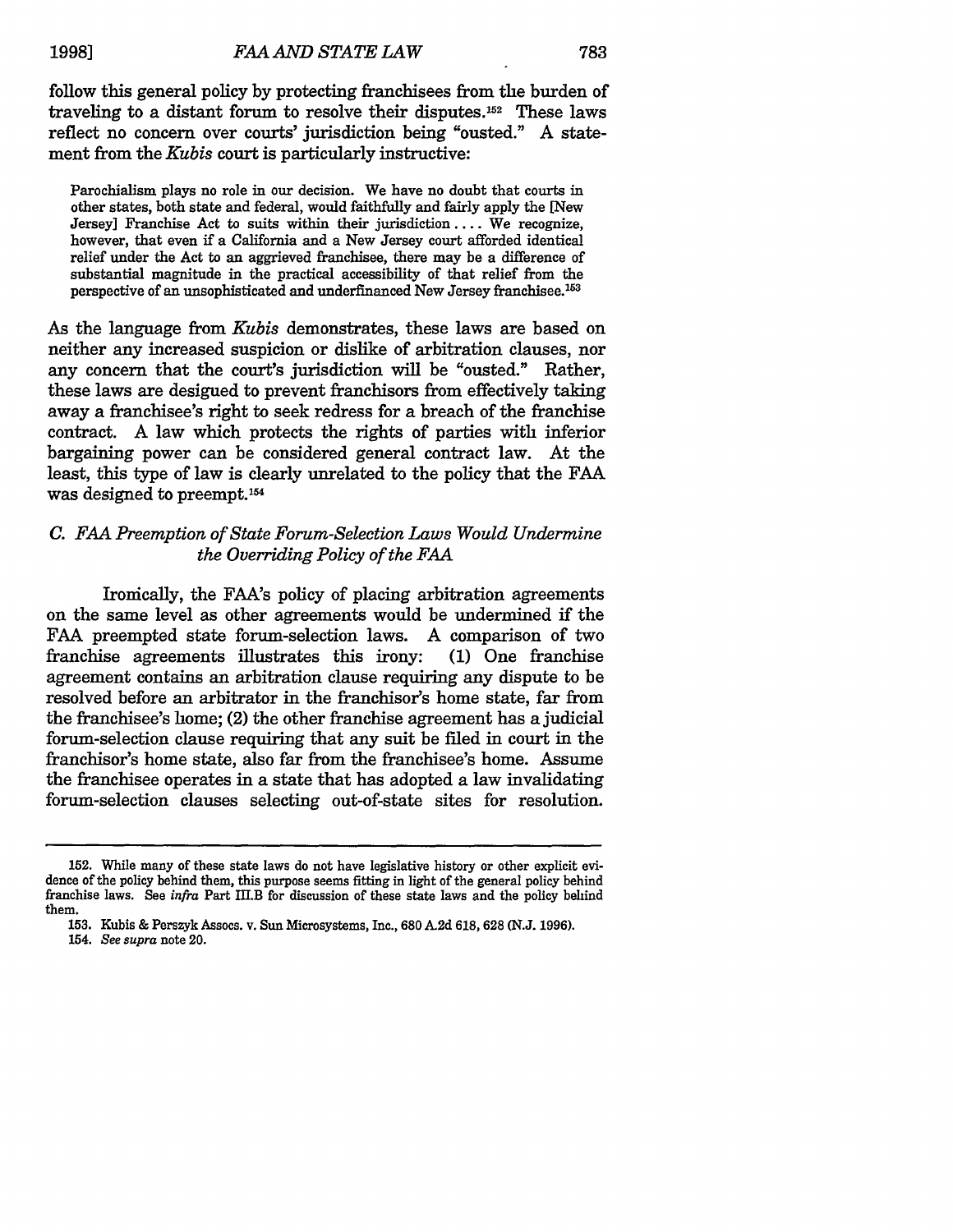follow this general policy by protecting franchisees from the burden of traveling to a distant forum to resolve their disputes.[152] These laws reflect no concern over courts' jurisdiction being "ousted." A statement from the *Kubis* court is particularly instructive:

> Parochialism plays no role in our decision. We have no doubt that courts in other states, both state and federal, would faithfully and fairly apply the [New Jersey] Franchise Act to suits within their jurisdiction .... We recognize, however, that even if a California and a New Jersey court afforded identical relief under the Act to an aggrieved franchisee, there may be a difference of substantial magnitude in the practical accessibility of that relief from the perspective of an unsophisticated and underfinanced New Jersey franchisee.[153]

As the language from *Kubis* demonstrates, these laws are based on neither any increased suspicion or dislike of arbitration clauses, nor any concern that the court's jurisdiction will be "ousted." Rather, these laws are designed to prevent franchisors from effectively taking away a franchisee's right to seek redress for a breach of the franchise contract. A law which protects the rights of parties with inferior bargaining power can be considered general contract law. At the least, this type of law is clearly unrelated to the policy that the FAA was designed to preempt.[154]

### *C. FAA Preemption of State Forum-Selection Laws Would Undermine the Overriding Policy of the FAA*

Ironically, the FAA's policy of placing arbitration agreements on the same level as other agreements would be undermined if the FAA preempted state forum-selection laws. A comparison of two franchise agreements illustrates this irony: (1) One franchise agreement contains an arbitration clause requiring any dispute to be resolved before an arbitrator in the franchisor's home state, far from the franchisee's home; (2) the other franchise agreement has a judicial forum-selection clause requiring that any suit be filed in court in the franchisor's home state, also far from the franchisee's home. Assume the franchisee operates in a state that has adopted a law invalidating forum-selection clauses selecting out-of-state sites for resolution.

---

152. While many of these state laws do not have legislative history or other explicit evidence of the policy behind them, this purpose seems fitting in light of the general policy behind franchise laws. See *infra* Part III.B for discussion of these state laws and the policy behind them.

153. Kubis & Perszyk Assocs. v. Sun Microsystems, Inc., 680 A.2d 618, 628 (N.J. 1996).

154. *See supra* note 20.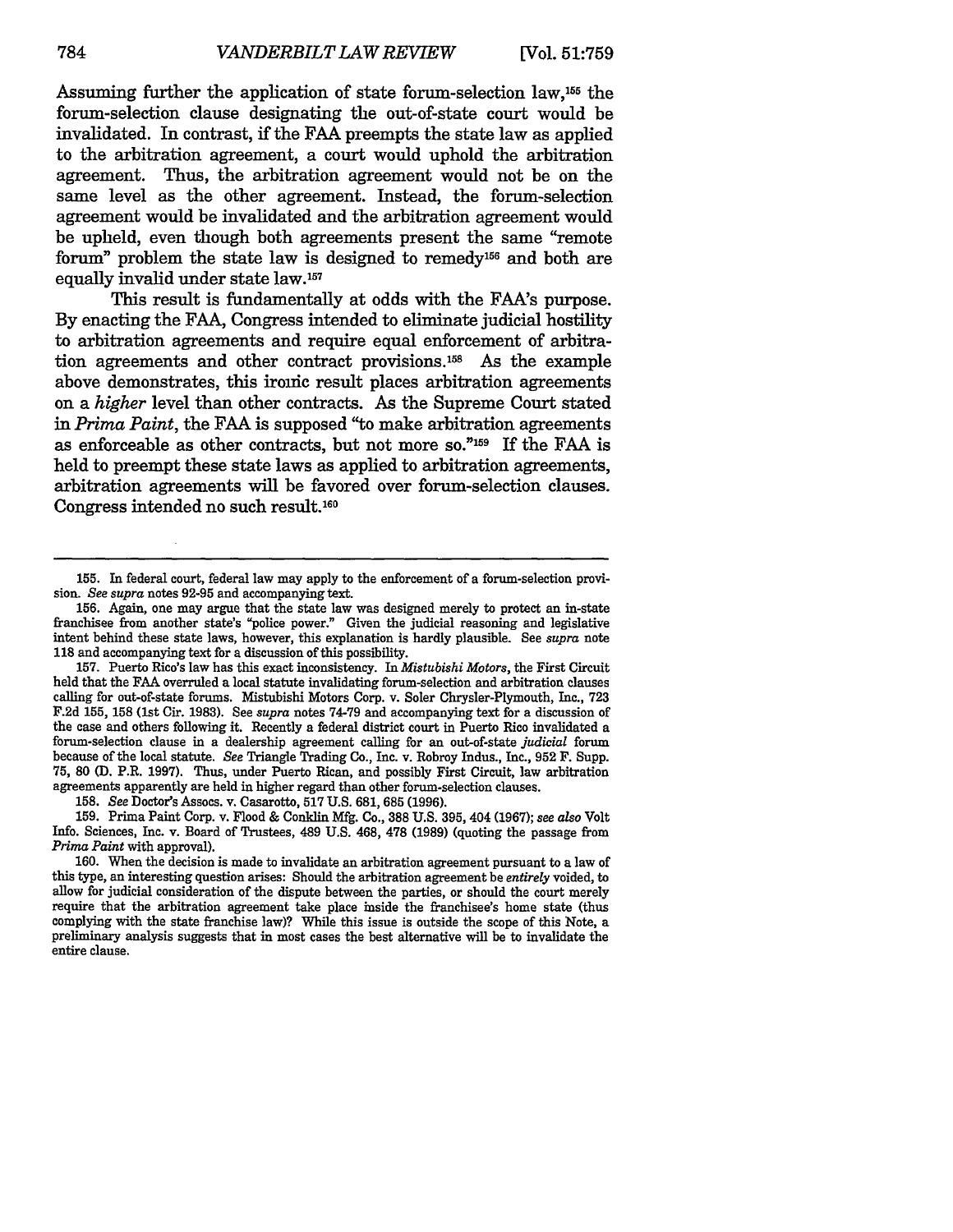Assuming further the application of state forum-selection law,[155] the forum-selection clause designating the out-of-state court would be invalidated. In contrast, if the FAA preempts the state law as applied to the arbitration agreement, a court would uphold the arbitration agreement. Thus, the arbitration agreement would not be on the same level as the other agreement. Instead, the forum-selection agreement would be invalidated and the arbitration agreement would be upheld, even though both agreements present the same "remote forum" problem the state law is designed to remedy[156] and both are equally invalid under state law.[157]

This result is fundamentally at odds with the FAA's purpose. By enacting the FAA, Congress intended to eliminate judicial hostility to arbitration agreements and require equal enforcement of arbitration agreements and other contract provisions.[158] As the example above demonstrates, this ironic result places arbitration agreements on a *higher* level than other contracts. As the Supreme Court stated in *Prima Paint*, the FAA is supposed "to make arbitration agreements as enforceable as other contracts, but not more so."[159] If the FAA is held to preempt these state laws as applied to arbitration agreements, arbitration agreements will be favored over forum-selection clauses. Congress intended no such result.[160]

---

155. In federal court, federal law may apply to the enforcement of a forum-selection provision. *See supra* notes 92-95 and accompanying text.

156. Again, one may argue that the state law was designed merely to protect an in-state franchisee from another state's "police power." Given the judicial reasoning and legislative intent behind these state laws, however, this explanation is hardly plausible. See *supra* note 118 and accompanying text for a discussion of this possibility.

157. Puerto Rico's law has this exact inconsistency. In *Mistubishi Motors*, the First Circuit held that the FAA overruled a local statute invalidating forum-selection and arbitration clauses calling for out-of-state forums. Mistubishi Motors Corp. v. Soler Chrysler-Plymouth, Inc., 723 F.2d 155, 158 (1st Cir. 1983). See *supra* notes 74-79 and accompanying text for a discussion of the case and others following it. Recently a federal district court in Puerto Rico invalidated a forum-selection clause in a dealership agreement calling for an out-of-state *judicial* forum because of the local statute. *See* Triangle Trading Co., Inc. v. Robroy Indus., Inc., 952 F. Supp. 75, 80 (D. P.R. 1997). Thus, under Puerto Rican, and possibly First Circuit, law arbitration agreements apparently are held in higher regard than other forum-selection clauses.

158. *See* Doctor's Assocs. v. Casarotto, 517 U.S. 681, 685 (1996).

159. Prima Paint Corp. v. Flood & Conklin Mfg. Co., 388 U.S. 395, 404 (1967); *see also* Volt Info. Sciences, Inc. v. Board of Trustees, 489 U.S. 468, 478 (1989) (quoting the passage from *Prima Paint* with approval).

160. When the decision is made to invalidate an arbitration agreement pursuant to a law of this type, an interesting question arises: Should the arbitration agreement be *entirely* voided, to allow for judicial consideration of the dispute between the parties, or should the court merely require that the arbitration agreement take place inside the franchisee's home state (thus complying with the state franchise law)? While this issue is outside the scope of this Note, a preliminary analysis suggests that in most cases the best alternative will be to invalidate the entire clause.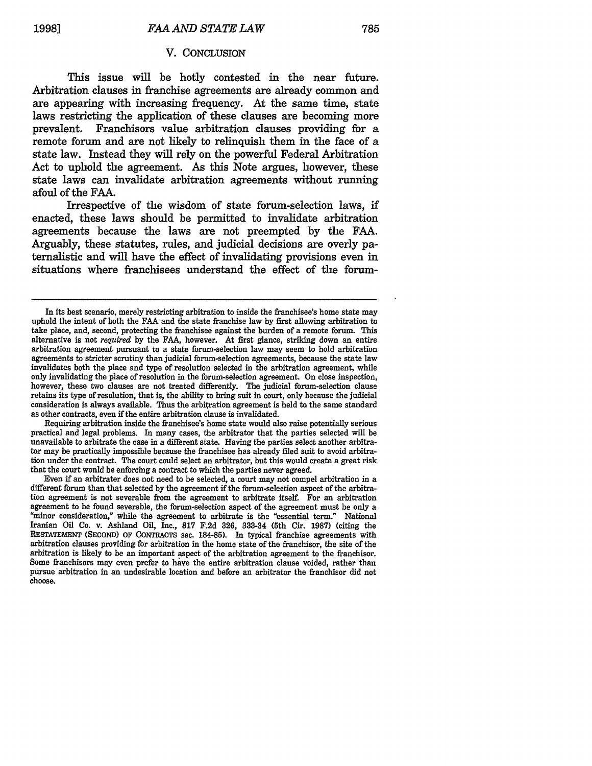## V. CONCLUSION

This issue will be hotly contested in the near future. Arbitration clauses in franchising agreements are already common and are appearing with increasing frequency. At the same time, state laws restricting the application of these clauses are becoming more prevalent. Franchisors value arbitration clauses providing for a remote forum and are not likely to relinquish them in the face of a state law. Instead they will rely on the powerful Federal Arbitration Act to uphold the agreement. As this Note argues, however, these state laws can invalidate arbitration agreements without running afoul of the FAA.

Irrespective of the wisdom of state forum-selection laws, if enacted, these laws should be permitted to invalidate arbitration agreements because the laws are not preempted by the FAA. Arguably, these statutes, rules, and judicial decisions are overly paternalistic and will have the effect of invalidating provisions even in situations where franchisees understand the effect of the forum-

---

In its best scenario, merely restricting arbitration to inside the franchisee's home state may uphold the intent of both the FAA and the state franchise law by first allowing arbitration to take place, and, second, protecting the franchisee against the burden of a remote forum. This alternative is not *required* by the FAA, however. At first glance, striking down an entire arbitration agreement pursuant to a state forum-selection law may seem to hold arbitration agreements to stricter scrutiny than judicial forum-selection agreements, because the state law invalidates both the place and type of resolution selected in the arbitration agreement, while only invalidating the place of resolution in the forum-selection agreement. On close inspection, however, these two clauses are not treated differently. The judicial forum-selection clause retains its type of resolution, that is, the ability to bring suit in court, only because the judicial consideration is always available. Thus the arbitration agreement is held to the same standard as other contracts, even if the entire arbitration clause is invalidated.

Requiring arbitration inside the franchisee's home state would also raise potentially serious practical and legal problems. In many cases, the arbitrator that the parties selected will be unavailable to arbitrate the case in a different state. Having the parties select another arbitrator may be practically impossible because the franchisee has already filed suit to avoid arbitration under the contract. The court could select an arbitrator, but this would create a great risk that the court would be enforcing a contract to which the parties never agreed.

Even if an arbitrater does not need to be selected, a court may not compel arbitration in a different forum than that selected by the agreement if the forum-selection aspect of the arbitration agreement is not severable from the agreement to arbitrate itself. For an arbitration agreement to be found severable, the forum-selection aspect of the agreement must be only a "minor consideration," while the agreement to arbitrate is the "essential term." National Iranian Oil Co. v. Ashland Oil, Inc., 817 F.2d 326, 333-34 (5th Cir. 1987) (citing the RESTATEMENT (SECOND) OF CONTRACTS sec. 184-85). In typical franchise agreements with arbitration clauses providing for arbitration in the home state of the franchisor, the site of the arbitration is likely to be an important aspect of the arbitration agreement to the franchisor. Some franchisors may even prefer to have the entire arbitration clause voided, rather than pursue arbitration in an undesirable location and before an arbitrator the franchisor did not choose.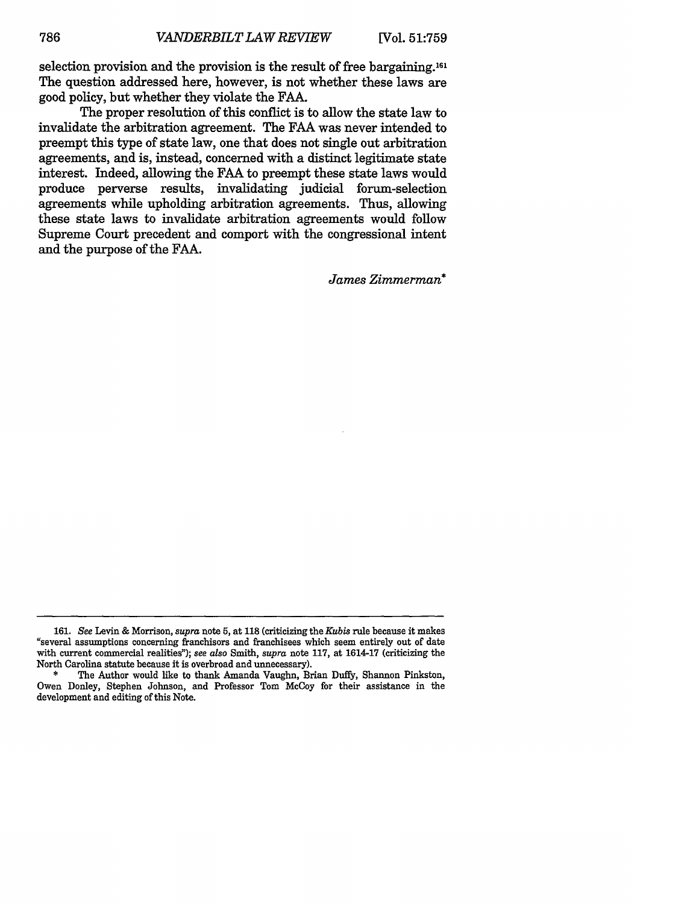selection provision and the provision is the result of free bargaining.[161] The question addressed here, however, is not whether these laws are good policy, but whether they violate the FAA.

The proper resolution of this conflict is to allow the state law to invalidate the arbitration agreement. The FAA was never intended to preempt this type of state law, one that does not single out arbitration agreements, and is, instead, concerned with a distinct legitimate state interest. Indeed, allowing the FAA to preempt these state laws would produce perverse results, invalidating judicial forum-selection agreements while upholding arbitration agreements. Thus, allowing these state laws to invalidate arbitration agreements would follow Supreme Court precedent and comport with the congressional intent and the purpose of the FAA.

*James Zimmerman*\*

---

161. *See* Levin & Morrison, *supra* note 5, at 118 (criticizing the *Kubis* rule because it makes "several assumptions concerning franchisors and franchisees which seem entirely out of date with current commercial realities"); *see also* Smith, *supra* note 117, at 1614-17 (criticizing the North Carolina statute because it is overbroad and unnecessary).

\* The Author would like to thank Amanda Vaughn, Brian Duffy, Shannon Pinkston, Owen Donley, Stephen Johnson, and Professor Tom McCoy for their assistance in the development and editing of this Note.